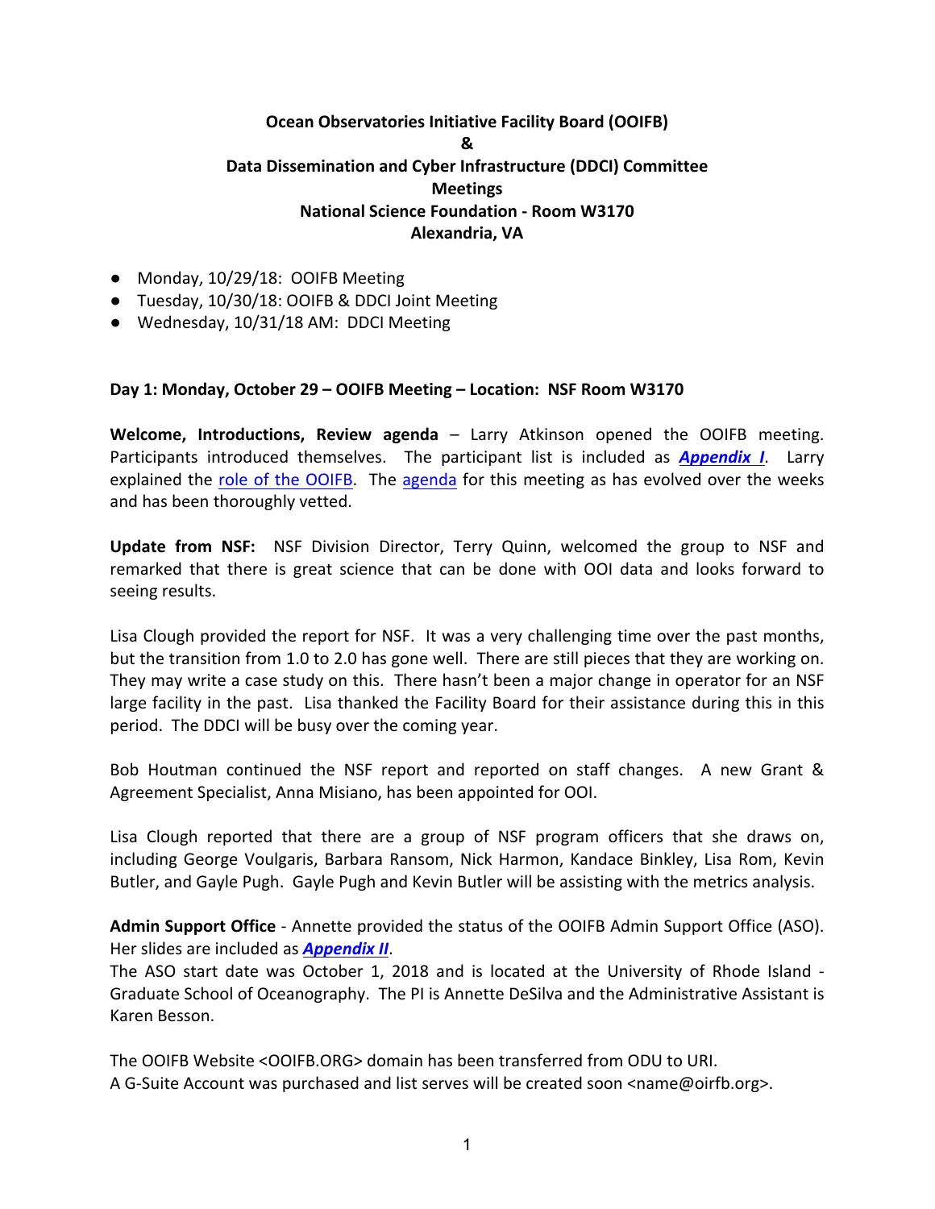# Ocean Observatories Initiative Facility Board (OOIFB) & Data Dissemination and Cyber Infrastructure (DDCI) Committee Meetings

**National Science Foundation - Room W3170**
**Alexandria, VA**

- Monday, 10/29/18: OOIFB Meeting
- Tuesday, 10/30/18: OOIFB & DDCI Joint Meeting
- Wednesday, 10/31/18 AM: DDCI Meeting

## Day 1: Monday, October 29 – OOIFB Meeting – Location: NSF Room W3170

**Welcome, Introductions, Review agenda** – Larry Atkinson opened the OOIFB meeting. Participants introduced themselves. The participant list is included as ***Appendix I***. Larry explained the role of the OOIFB. The agenda for this meeting as has evolved over the weeks and has been thoroughly vetted.

**Update from NSF:** NSF Division Director, Terry Quinn, welcomed the group to NSF and remarked that there is great science that can be done with OOI data and looks forward to seeing results.

Lisa Clough provided the report for NSF. It was a very challenging time over the past months, but the transition from 1.0 to 2.0 has gone well. There are still pieces that they are working on. They may write a case study on this. There hasn't been a major change in operator for an NSF large facility in the past. Lisa thanked the Facility Board for their assistance during this in this period. The DDCI will be busy over the coming year.

Bob Houtman continued the NSF report and reported on staff changes. A new Grant & Agreement Specialist, Anna Misiano, has been appointed for OOI.

Lisa Clough reported that there are a group of NSF program officers that she draws on, including George Voulgaris, Barbara Ransom, Nick Harmon, Kandace Binkley, Lisa Rom, Kevin Butler, and Gayle Pugh. Gayle Pugh and Kevin Butler will be assisting with the metrics analysis.

**Admin Support Office** - Annette provided the status of the OOIFB Admin Support Office (ASO). Her slides are included as ***Appendix II***.

The ASO start date was October 1, 2018 and is located at the University of Rhode Island - Graduate School of Oceanography. The PI is Annette DeSilva and the Administrative Assistant is Karen Besson.

The OOIFB Website <OOIFB.ORG> domain has been transferred from ODU to URI.
A G-Suite Account was purchased and list serves will be created soon <name@oirfb.org>.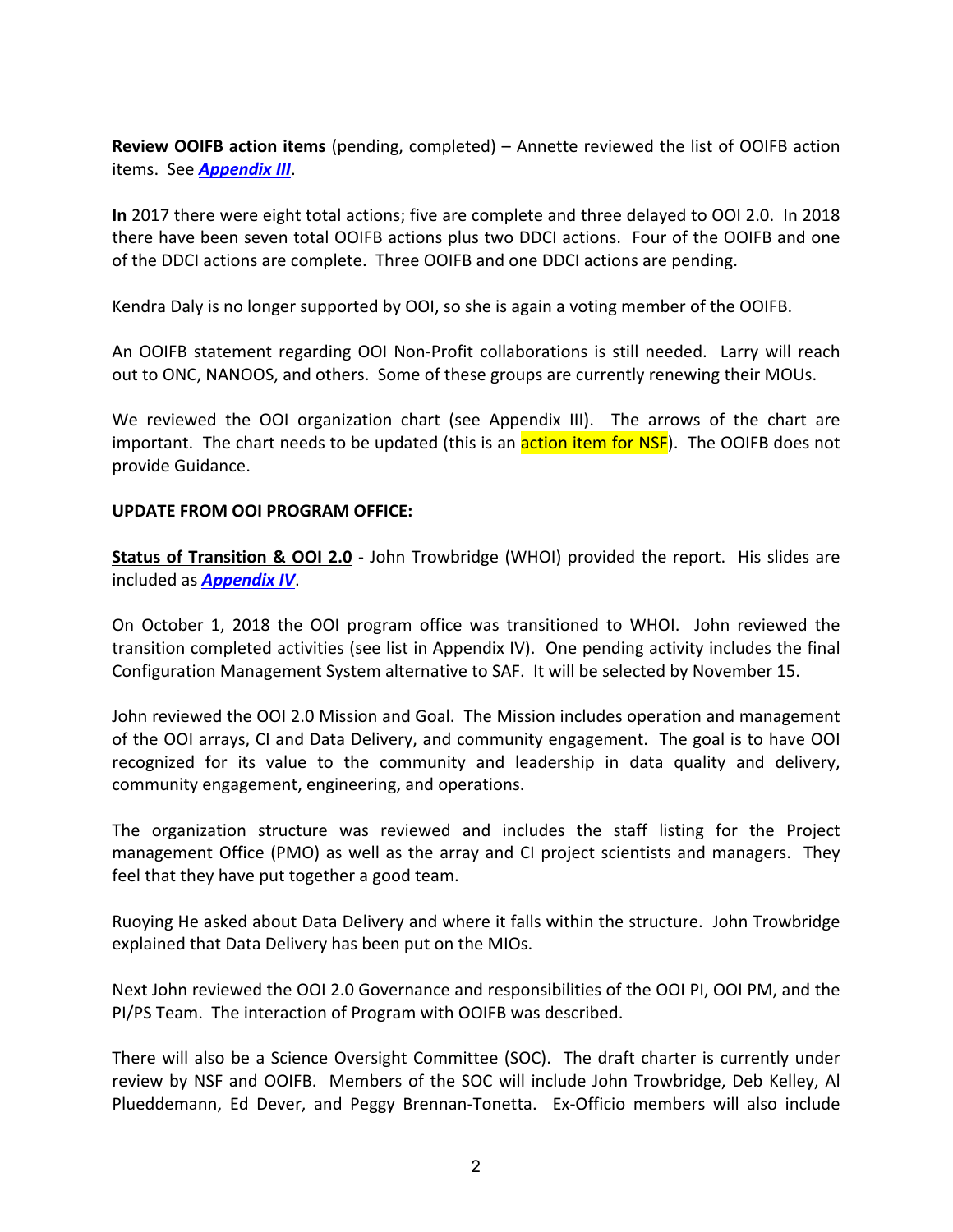**Review OOIFB action items** (pending, completed) – Annette reviewed the list of OOIFB action items. See ***Appendix III***.

**In** 2017 there were eight total actions; five are complete and three delayed to OOI 2.0. In 2018 there have been seven total OOIFB actions plus two DDCI actions. Four of the OOIFB and one of the DDCI actions are complete. Three OOIFB and one DDCI actions are pending.

Kendra Daly is no longer supported by OOI, so she is again a voting member of the OOIFB.

An OOIFB statement regarding OOI Non-Profit collaborations is still needed. Larry will reach out to ONC, NANOOS, and others. Some of these groups are currently renewing their MOUs.

We reviewed the OOI organization chart (see Appendix III). The arrows of the chart are important. The chart needs to be updated (this is an action item for NSF). The OOIFB does not provide Guidance.

**UPDATE FROM OOI PROGRAM OFFICE:**

**Status of Transition & OOI 2.0** - John Trowbridge (WHOI) provided the report. His slides are included as ***Appendix IV***.

On October 1, 2018 the OOI program office was transitioned to WHOI. John reviewed the transition completed activities (see list in Appendix IV). One pending activity includes the final Configuration Management System alternative to SAF. It will be selected by November 15.

John reviewed the OOI 2.0 Mission and Goal. The Mission includes operation and management of the OOI arrays, CI and Data Delivery, and community engagement. The goal is to have OOI recognized for its value to the community and leadership in data quality and delivery, community engagement, engineering, and operations.

The organization structure was reviewed and includes the staff listing for the Project management Office (PMO) as well as the array and CI project scientists and managers. They feel that they have put together a good team.

Ruoying He asked about Data Delivery and where it falls within the structure. John Trowbridge explained that Data Delivery has been put on the MIOs.

Next John reviewed the OOI 2.0 Governance and responsibilities of the OOI PI, OOI PM, and the PI/PS Team. The interaction of Program with OOIFB was described.

There will also be a Science Oversight Committee (SOC). The draft charter is currently under review by NSF and OOIFB. Members of the SOC will include John Trowbridge, Deb Kelley, Al Plueddemann, Ed Dever, and Peggy Brennan-Tonetta. Ex-Officio members will also include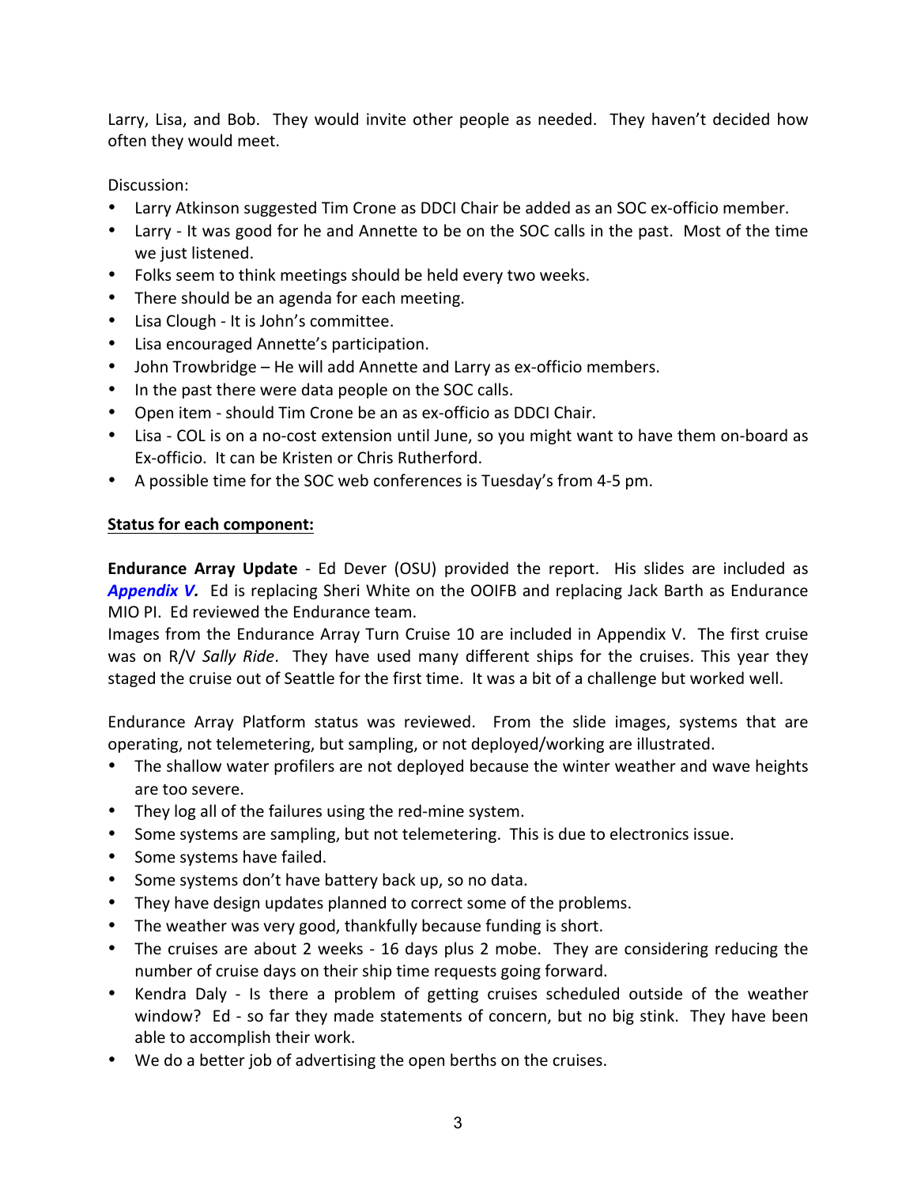Larry, Lisa, and Bob. They would invite other people as needed. They haven't decided how often they would meet.

Discussion:

- Larry Atkinson suggested Tim Crone as DDCI Chair be added as an SOC ex-officio member.
- Larry - It was good for he and Annette to be on the SOC calls in the past. Most of the time we just listened.
- Folks seem to think meetings should be held every two weeks.
- There should be an agenda for each meeting.
- Lisa Clough - It is John's committee.
- Lisa encouraged Annette's participation.
- John Trowbridge – He will add Annette and Larry as ex-officio members.
- In the past there were data people on the SOC calls.
- Open item - should Tim Crone be an as ex-officio as DDCI Chair.
- Lisa - COL is on a no-cost extension until June, so you might want to have them on-board as Ex-officio. It can be Kristen or Chris Rutherford.
- A possible time for the SOC web conferences is Tuesday's from 4-5 pm.

**Status for each component:**

**Endurance Array Update** - Ed Dever (OSU) provided the report. His slides are included as ***Appendix V.*** Ed is replacing Sheri White on the OOIFB and replacing Jack Barth as Endurance MIO PI. Ed reviewed the Endurance team.

Images from the Endurance Array Turn Cruise 10 are included in Appendix V. The first cruise was on R/V *Sally Ride*. They have used many different ships for the cruises. This year they staged the cruise out of Seattle for the first time. It was a bit of a challenge but worked well.

Endurance Array Platform status was reviewed. From the slide images, systems that are operating, not telemetering, but sampling, or not deployed/working are illustrated.

- The shallow water profilers are not deployed because the winter weather and wave heights are too severe.
- They log all of the failures using the red-mine system.
- Some systems are sampling, but not telemetering. This is due to electronics issue.
- Some systems have failed.
- Some systems don't have battery back up, so no data.
- They have design updates planned to correct some of the problems.
- The weather was very good, thankfully because funding is short.
- The cruises are about 2 weeks - 16 days plus 2 mobe. They are considering reducing the number of cruise days on their ship time requests going forward.
- Kendra Daly - Is there a problem of getting cruises scheduled outside of the weather window? Ed - so far they made statements of concern, but no big stink. They have been able to accomplish their work.
- We do a better job of advertising the open berths on the cruises.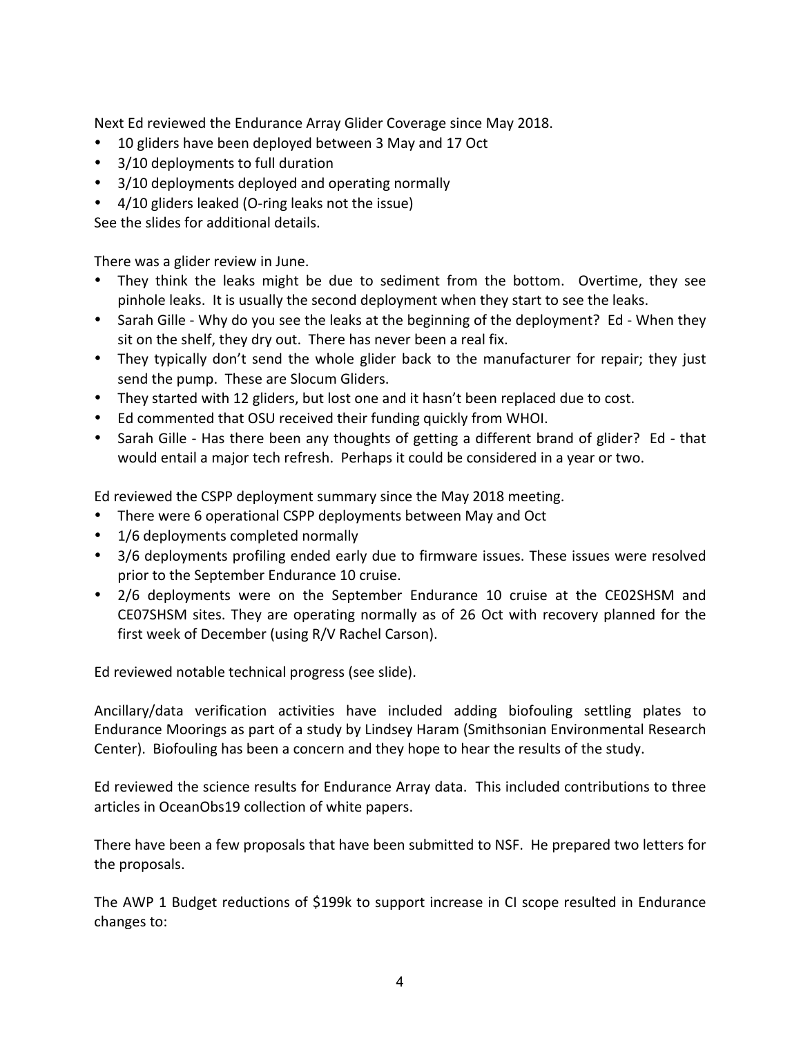Next Ed reviewed the Endurance Array Glider Coverage since May 2018.

- 10 gliders have been deployed between 3 May and 17 Oct
- 3/10 deployments to full duration
- 3/10 deployments deployed and operating normally
- 4/10 gliders leaked (O-ring leaks not the issue)

See the slides for additional details.

There was a glider review in June.

- They think the leaks might be due to sediment from the bottom. Overtime, they see pinhole leaks. It is usually the second deployment when they start to see the leaks.
- Sarah Gille - Why do you see the leaks at the beginning of the deployment? Ed - When they sit on the shelf, they dry out. There has never been a real fix.
- They typically don't send the whole glider back to the manufacturer for repair; they just send the pump. These are Slocum Gliders.
- They started with 12 gliders, but lost one and it hasn't been replaced due to cost.
- Ed commented that OSU received their funding quickly from WHOI.
- Sarah Gille - Has there been any thoughts of getting a different brand of glider? Ed - that would entail a major tech refresh. Perhaps it could be considered in a year or two.

Ed reviewed the CSPP deployment summary since the May 2018 meeting.

- There were 6 operational CSPP deployments between May and Oct
- 1/6 deployments completed normally
- 3/6 deployments profiling ended early due to firmware issues. These issues were resolved prior to the September Endurance 10 cruise.
- 2/6 deployments were on the September Endurance 10 cruise at the CE02SHSM and CE07SHSM sites. They are operating normally as of 26 Oct with recovery planned for the first week of December (using R/V Rachel Carson).

Ed reviewed notable technical progress (see slide).

Ancillary/data verification activities have included adding biofouling settling plates to Endurance Moorings as part of a study by Lindsey Haram (Smithsonian Environmental Research Center). Biofouling has been a concern and they hope to hear the results of the study.

Ed reviewed the science results for Endurance Array data. This included contributions to three articles in OceanObs19 collection of white papers.

There have been a few proposals that have been submitted to NSF. He prepared two letters for the proposals.

The AWP 1 Budget reductions of $199k to support increase in CI scope resulted in Endurance changes to: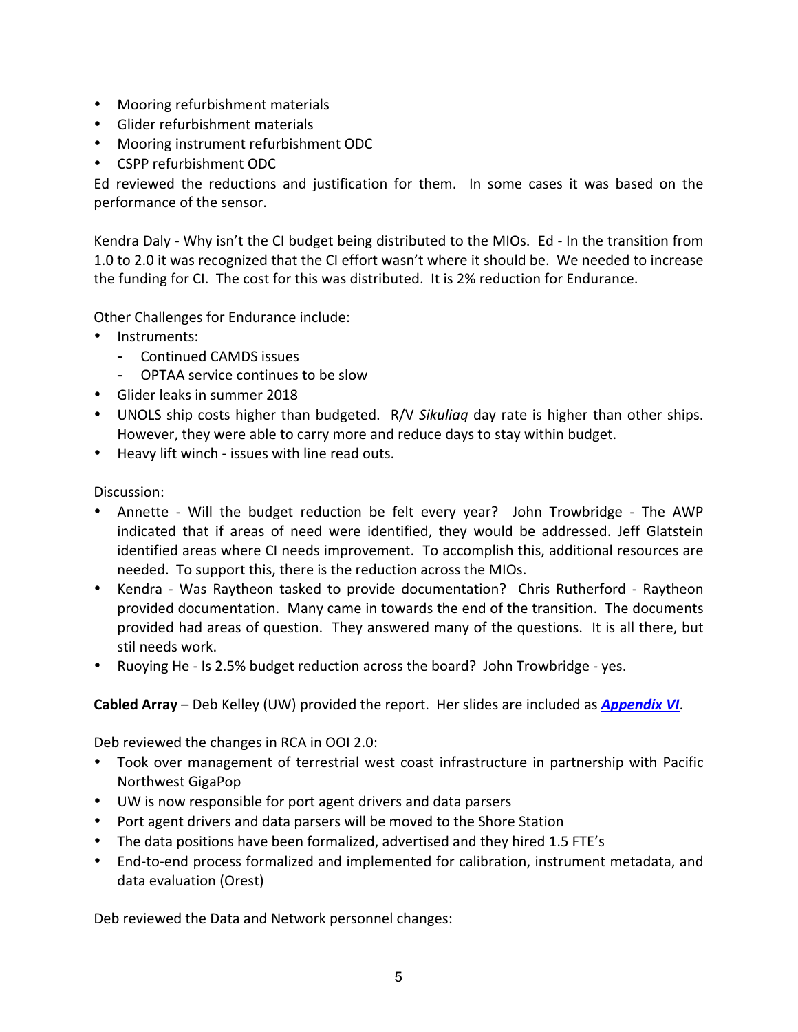- Mooring refurbishment materials
- Glider refurbishment materials
- Mooring instrument refurbishment ODC
- CSPP refurbishment ODC

Ed reviewed the reductions and justification for them. In some cases it was based on the performance of the sensor.

Kendra Daly - Why isn't the CI budget being distributed to the MIOs. Ed - In the transition from 1.0 to 2.0 it was recognized that the CI effort wasn't where it should be. We needed to increase the funding for CI. The cost for this was distributed. It is 2% reduction for Endurance.

Other Challenges for Endurance include:

- Instruments:
  - Continued CAMDS issues
  - OPTAA service continues to be slow
- Glider leaks in summer 2018
- UNOLS ship costs higher than budgeted. R/V *Sikuliaq* day rate is higher than other ships. However, they were able to carry more and reduce days to stay within budget.
- Heavy lift winch - issues with line read outs.

Discussion:

- Annette - Will the budget reduction be felt every year? John Trowbridge - The AWP indicated that if areas of need were identified, they would be addressed. Jeff Glatstein identified areas where CI needs improvement. To accomplish this, additional resources are needed. To support this, there is the reduction across the MIOs.
- Kendra - Was Raytheon tasked to provide documentation? Chris Rutherford - Raytheon provided documentation. Many came in towards the end of the transition. The documents provided had areas of question. They answered many of the questions. It is all there, but stil needs work.
- Ruoying He - Is 2.5% budget reduction across the board? John Trowbridge - yes.

**Cabled Array** – Deb Kelley (UW) provided the report. Her slides are included as ***Appendix VI***.

Deb reviewed the changes in RCA in OOI 2.0:

- Took over management of terrestrial west coast infrastructure in partnership with Pacific Northwest GigaPop
- UW is now responsible for port agent drivers and data parsers
- Port agent drivers and data parsers will be moved to the Shore Station
- The data positions have been formalized, advertised and they hired 1.5 FTE's
- End-to-end process formalized and implemented for calibration, instrument metadata, and data evaluation (Orest)

Deb reviewed the Data and Network personnel changes: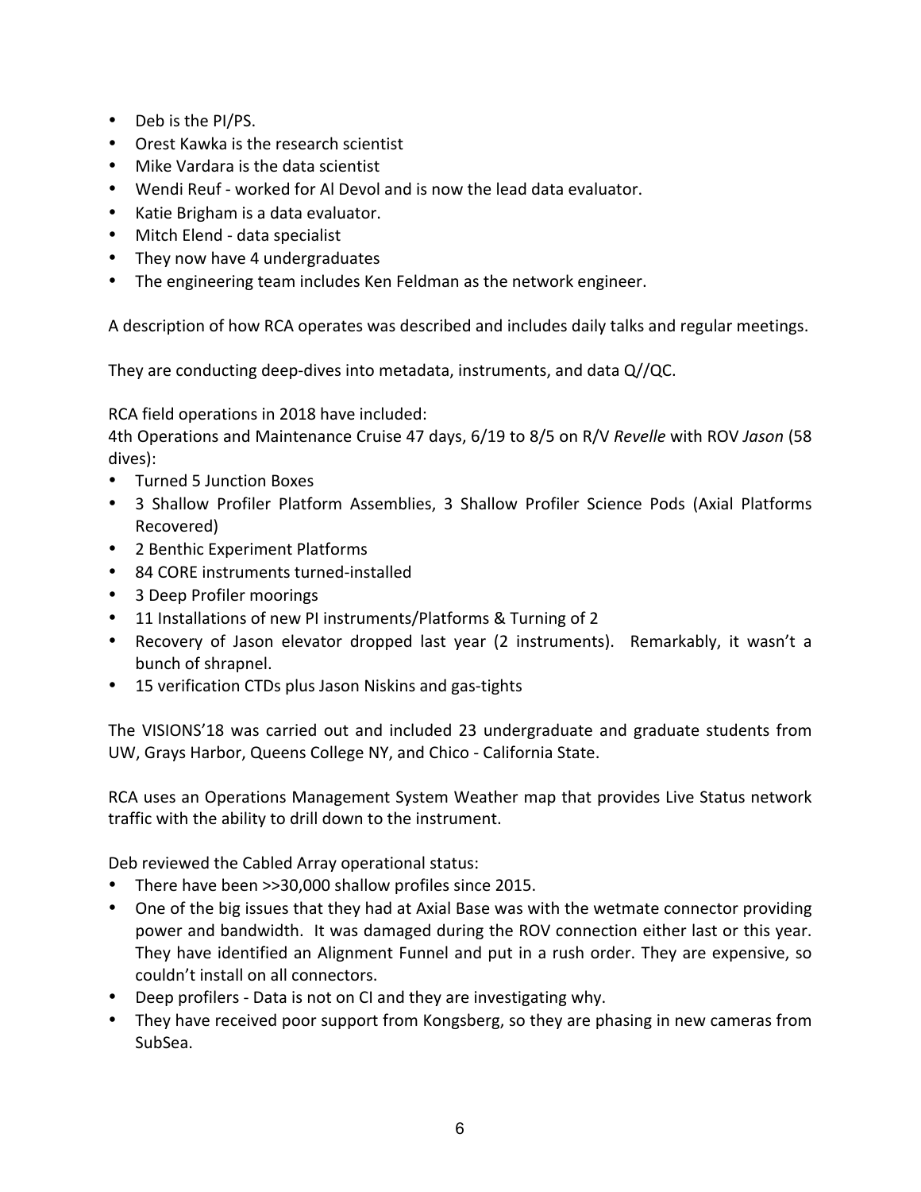- Deb is the PI/PS.
- Orest Kawka is the research scientist
- Mike Vardara is the data scientist
- Wendi Reuf - worked for Al Devol and is now the lead data evaluator.
- Katie Brigham is a data evaluator.
- Mitch Elend - data specialist
- They now have 4 undergraduates
- The engineering team includes Ken Feldman as the network engineer.

A description of how RCA operates was described and includes daily talks and regular meetings.

They are conducting deep-dives into metadata, instruments, and data Q//QC.

RCA field operations in 2018 have included:
4th Operations and Maintenance Cruise 47 days, 6/19 to 8/5 on R/V *Revelle* with ROV *Jason* (58 dives):

- Turned 5 Junction Boxes
- 3 Shallow Profiler Platform Assemblies, 3 Shallow Profiler Science Pods (Axial Platforms Recovered)
- 2 Benthic Experiment Platforms
- 84 CORE instruments turned-installed
- 3 Deep Profiler moorings
- 11 Installations of new PI instruments/Platforms & Turning of 2
- Recovery of Jason elevator dropped last year (2 instruments). Remarkably, it wasn't a bunch of shrapnel.
- 15 verification CTDs plus Jason Niskins and gas-tights

The VISIONS'18 was carried out and included 23 undergraduate and graduate students from UW, Grays Harbor, Queens College NY, and Chico - California State.

RCA uses an Operations Management System Weather map that provides Live Status network traffic with the ability to drill down to the instrument.

Deb reviewed the Cabled Array operational status:

- There have been >>30,000 shallow profiles since 2015.
- One of the big issues that they had at Axial Base was with the wetmate connector providing power and bandwidth. It was damaged during the ROV connection either last or this year. They have identified an Alignment Funnel and put in a rush order. They are expensive, so couldn't install on all connectors.
- Deep profilers - Data is not on CI and they are investigating why.
- They have received poor support from Kongsberg, so they are phasing in new cameras from SubSea.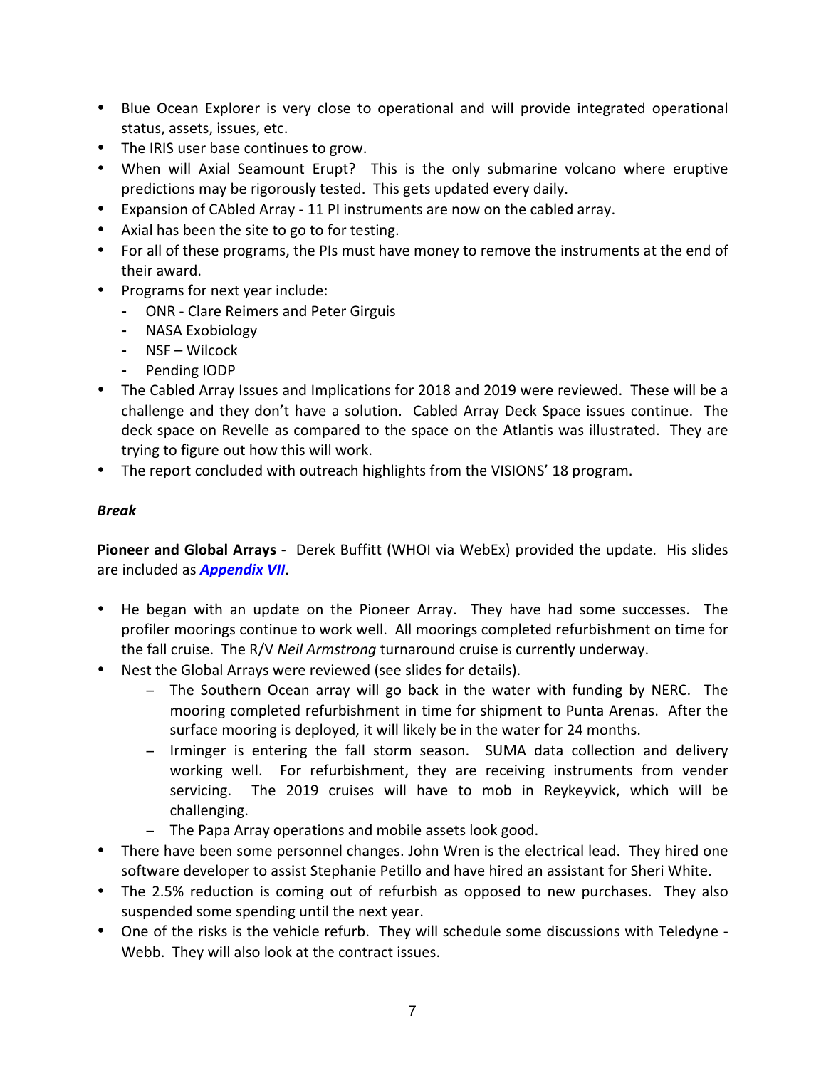- Blue Ocean Explorer is very close to operational and will provide integrated operational status, assets, issues, etc.
- The IRIS user base continues to grow.
- When will Axial Seamount Erupt? This is the only submarine volcano where eruptive predictions may be rigorously tested. This gets updated every daily.
- Expansion of CAbled Array - 11 PI instruments are now on the cabled array.
- Axial has been the site to go to for testing.
- For all of these programs, the PIs must have money to remove the instruments at the end of their award.
- Programs for next year include:
  - ONR - Clare Reimers and Peter Girguis
  - NASA Exobiology
  - NSF – Wilcock
  - Pending IODP
- The Cabled Array Issues and Implications for 2018 and 2019 were reviewed. These will be a challenge and they don't have a solution. Cabled Array Deck Space issues continue. The deck space on Revelle as compared to the space on the Atlantis was illustrated. They are trying to figure out how this will work.
- The report concluded with outreach highlights from the VISIONS' 18 program.

***Break***

**Pioneer and Global Arrays** - Derek Buffitt (WHOI via WebEx) provided the update. His slides are included as ***Appendix VII***.

- He began with an update on the Pioneer Array. They have had some successes. The profiler moorings continue to work well. All moorings completed refurbishment on time for the fall cruise. The R/V *Neil Armstrong* turnaround cruise is currently underway.
- Nest the Global Arrays were reviewed (see slides for details).
  - The Southern Ocean array will go back in the water with funding by NERC. The mooring completed refurbishment in time for shipment to Punta Arenas. After the surface mooring is deployed, it will likely be in the water for 24 months.
  - Irminger is entering the fall storm season. SUMA data collection and delivery working well. For refurbishment, they are receiving instruments from vender servicing. The 2019 cruises will have to mob in Reykeyvick, which will be challenging.
  - The Papa Array operations and mobile assets look good.
- There have been some personnel changes. John Wren is the electrical lead. They hired one software developer to assist Stephanie Petillo and have hired an assistant for Sheri White.
- The 2.5% reduction is coming out of refurbish as opposed to new purchases. They also suspended some spending until the next year.
- One of the risks is the vehicle refurb. They will schedule some discussions with Teledyne - Webb. They will also look at the contract issues.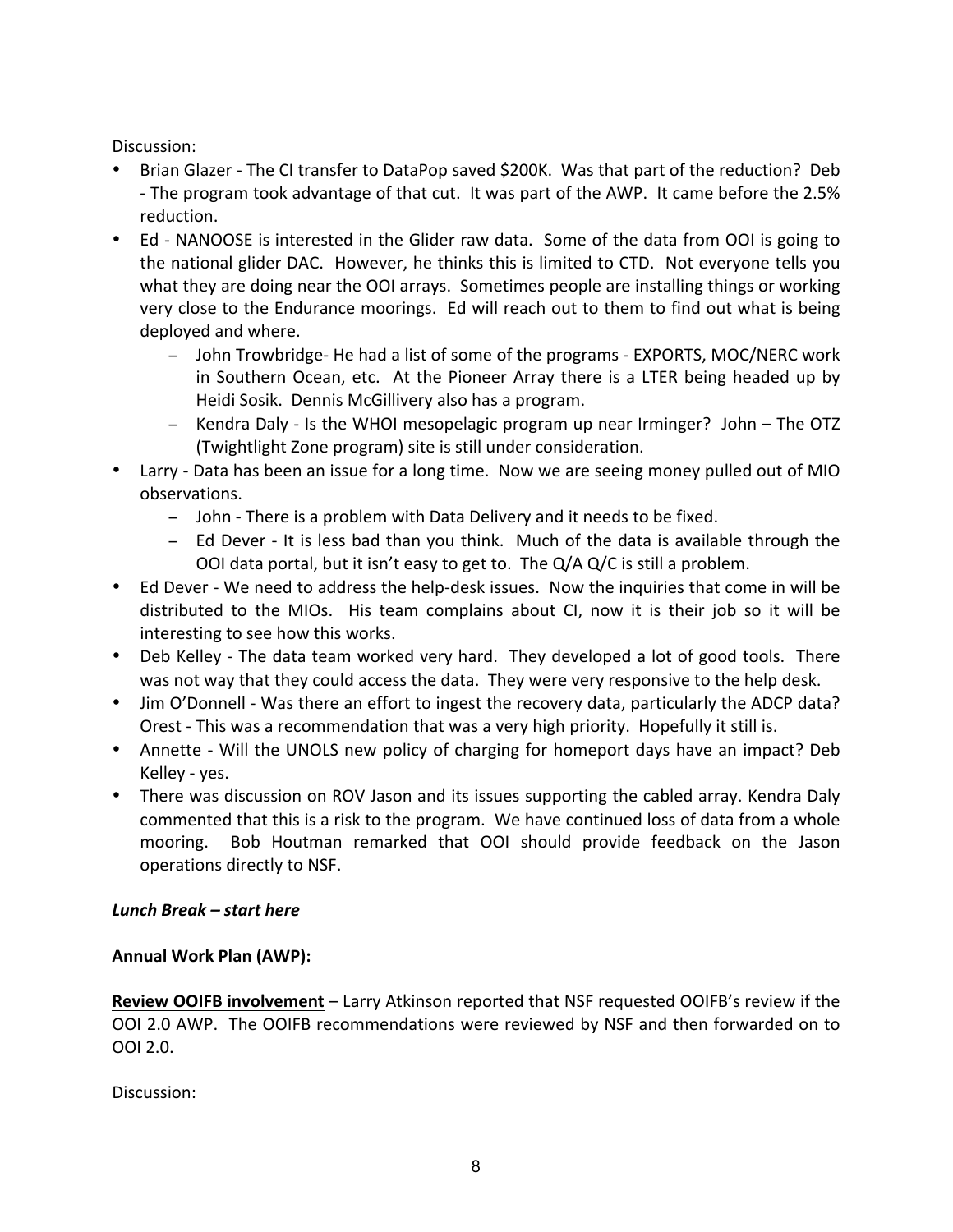Discussion:

- Brian Glazer - The CI transfer to DataPop saved $200K. Was that part of the reduction? Deb - The program took advantage of that cut. It was part of the AWP. It came before the 2.5% reduction.
- Ed - NANOOSE is interested in the Glider raw data. Some of the data from OOI is going to the national glider DAC. However, he thinks this is limited to CTD. Not everyone tells you what they are doing near the OOI arrays. Sometimes people are installing things or working very close to the Endurance moorings. Ed will reach out to them to find out what is being deployed and where.
  - John Trowbridge- He had a list of some of the programs - EXPORTS, MOC/NERC work in Southern Ocean, etc. At the Pioneer Array there is a LTER being headed up by Heidi Sosik. Dennis McGillivery also has a program.
  - Kendra Daly - Is the WHOI mesopelagic program up near Irminger? John – The OTZ (Twightlight Zone program) site is still under consideration.
- Larry - Data has been an issue for a long time. Now we are seeing money pulled out of MIO observations.
  - John - There is a problem with Data Delivery and it needs to be fixed.
  - Ed Dever - It is less bad than you think. Much of the data is available through the OOI data portal, but it isn't easy to get to. The Q/A Q/C is still a problem.
- Ed Dever - We need to address the help-desk issues. Now the inquiries that come in will be distributed to the MIOs. His team complains about CI, now it is their job so it will be interesting to see how this works.
- Deb Kelley - The data team worked very hard. They developed a lot of good tools. There was not way that they could access the data. They were very responsive to the help desk.
- Jim O'Donnell - Was there an effort to ingest the recovery data, particularly the ADCP data? Orest - This was a recommendation that was a very high priority. Hopefully it still is.
- Annette - Will the UNOLS new policy of charging for homeport days have an impact? Deb Kelley - yes.
- There was discussion on ROV Jason and its issues supporting the cabled array. Kendra Daly commented that this is a risk to the program. We have continued loss of data from a whole mooring. Bob Houtman remarked that OOI should provide feedback on the Jason operations directly to NSF.

***Lunch Break – start here***

**Annual Work Plan (AWP):**

**Review OOIFB involvement** – Larry Atkinson reported that NSF requested OOIFB's review if the OOI 2.0 AWP. The OOIFB recommendations were reviewed by NSF and then forwarded on to OOI 2.0.

Discussion: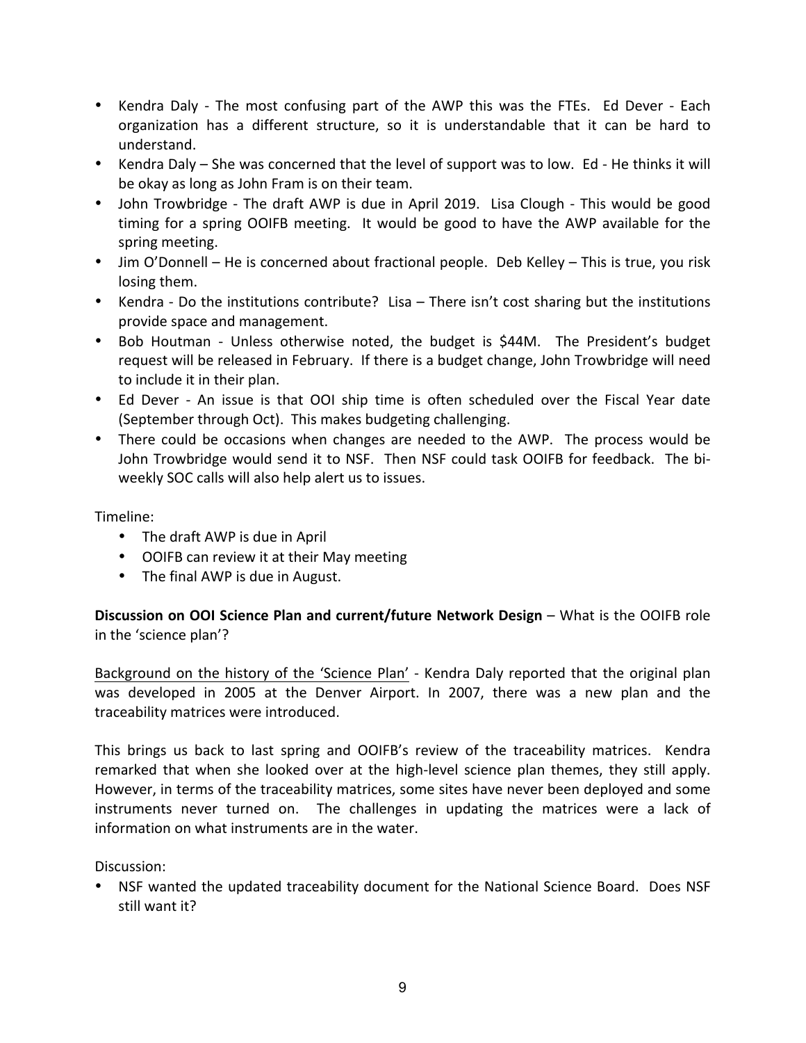- Kendra Daly - The most confusing part of the AWP this was the FTEs. Ed Dever - Each organization has a different structure, so it is understandable that it can be hard to understand.
- Kendra Daly – She was concerned that the level of support was to low. Ed - He thinks it will be okay as long as John Fram is on their team.
- John Trowbridge - The draft AWP is due in April 2019. Lisa Clough - This would be good timing for a spring OOIFB meeting. It would be good to have the AWP available for the spring meeting.
- Jim O'Donnell – He is concerned about fractional people. Deb Kelley – This is true, you risk losing them.
- Kendra - Do the institutions contribute? Lisa – There isn't cost sharing but the institutions provide space and management.
- Bob Houtman - Unless otherwise noted, the budget is $44M. The President's budget request will be released in February. If there is a budget change, John Trowbridge will need to include it in their plan.
- Ed Dever - An issue is that OOI ship time is often scheduled over the Fiscal Year date (September through Oct). This makes budgeting challenging.
- There could be occasions when changes are needed to the AWP. The process would be John Trowbridge would send it to NSF. Then NSF could task OOIFB for feedback. The bi-weekly SOC calls will also help alert us to issues.

Timeline:

- The draft AWP is due in April
- OOIFB can review it at their May meeting
- The final AWP is due in August.

**Discussion on OOI Science Plan and current/future Network Design** – What is the OOIFB role in the 'science plan'?

Background on the history of the 'Science Plan' - Kendra Daly reported that the original plan was developed in 2005 at the Denver Airport. In 2007, there was a new plan and the traceability matrices were introduced.

This brings us back to last spring and OOIFB's review of the traceability matrices. Kendra remarked that when she looked over at the high-level science plan themes, they still apply. However, in terms of the traceability matrices, some sites have never been deployed and some instruments never turned on. The challenges in updating the matrices were a lack of information on what instruments are in the water.

Discussion:

- NSF wanted the updated traceability document for the National Science Board. Does NSF still want it?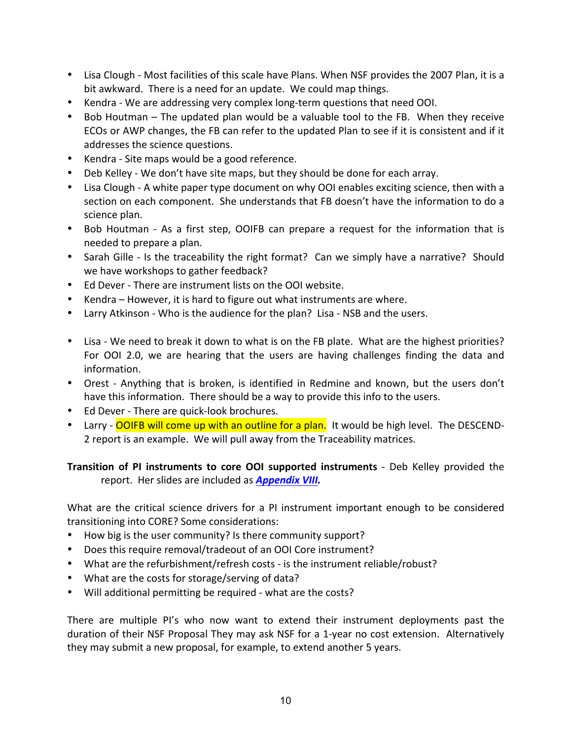- Lisa Clough - Most facilities of this scale have Plans. When NSF provides the 2007 Plan, it is a bit awkward. There is a need for an update. We could map things.
- Kendra - We are addressing very complex long-term questions that need OOI.
- Bob Houtman – The updated plan would be a valuable tool to the FB. When they receive ECOs or AWP changes, the FB can refer to the updated Plan to see if it is consistent and if it addresses the science questions.
- Kendra - Site maps would be a good reference.
- Deb Kelley - We don't have site maps, but they should be done for each array.
- Lisa Clough - A white paper type document on why OOI enables exciting science, then with a section on each component. She understands that FB doesn't have the information to do a science plan.
- Bob Houtman - As a first step, OOIFB can prepare a request for the information that is needed to prepare a plan.
- Sarah Gille - Is the traceability the right format? Can we simply have a narrative? Should we have workshops to gather feedback?
- Ed Dever - There are instrument lists on the OOI website.
- Kendra – However, it is hard to figure out what instruments are where.
- Larry Atkinson - Who is the audience for the plan? Lisa - NSB and the users.

- Lisa - We need to break it down to what is on the FB plate. What are the highest priorities? For OOI 2.0, we are hearing that the users are having challenges finding the data and information.
- Orest - Anything that is broken, is identified in Redmine and known, but the users don't have this information. There should be a way to provide this info to the users.
- Ed Dever - There are quick-look brochures.
- Larry - OOIFB will come up with an outline for a plan. It would be high level. The DESCEND-2 report is an example. We will pull away from the Traceability matrices.

**Transition of PI instruments to core OOI supported instruments** - Deb Kelley provided the report. Her slides are included as ***Appendix VIII.***

What are the critical science drivers for a PI instrument important enough to be considered transitioning into CORE? Some considerations:

- How big is the user community? Is there community support?
- Does this require removal/tradeout of an OOI Core instrument?
- What are the refurbishment/refresh costs - is the instrument reliable/robust?
- What are the costs for storage/serving of data?
- Will additional permitting be required - what are the costs?

There are multiple PI's who now want to extend their instrument deployments past the duration of their NSF Proposal They may ask NSF for a 1-year no cost extension. Alternatively they may submit a new proposal, for example, to extend another 5 years.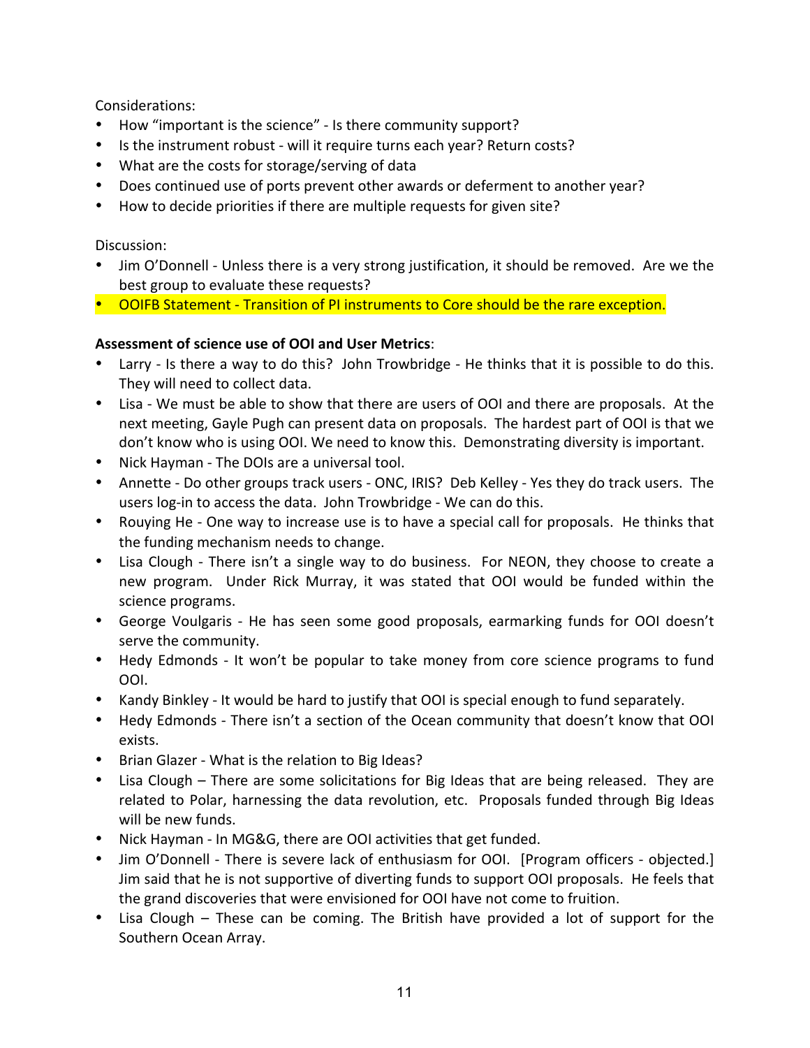Considerations:

- How "important is the science" - Is there community support?
- Is the instrument robust - will it require turns each year? Return costs?
- What are the costs for storage/serving of data
- Does continued use of ports prevent other awards or deferment to another year?
- How to decide priorities if there are multiple requests for given site?

Discussion:

- Jim O'Donnell - Unless there is a very strong justification, it should be removed. Are we the best group to evaluate these requests?
- OOIFB Statement - Transition of PI instruments to Core should be the rare exception.

**Assessment of science use of OOI and User Metrics**:

- Larry - Is there a way to do this? John Trowbridge - He thinks that it is possible to do this. They will need to collect data.
- Lisa - We must be able to show that there are users of OOI and there are proposals. At the next meeting, Gayle Pugh can present data on proposals. The hardest part of OOI is that we don't know who is using OOI. We need to know this. Demonstrating diversity is important.
- Nick Hayman - The DOIs are a universal tool.
- Annette - Do other groups track users - ONC, IRIS? Deb Kelley - Yes they do track users. The users log-in to access the data. John Trowbridge - We can do this.
- Rouying He - One way to increase use is to have a special call for proposals. He thinks that the funding mechanism needs to change.
- Lisa Clough - There isn't a single way to do business. For NEON, they choose to create a new program. Under Rick Murray, it was stated that OOI would be funded within the science programs.
- George Voulgaris - He has seen some good proposals, earmarking funds for OOI doesn't serve the community.
- Hedy Edmonds - It won't be popular to take money from core science programs to fund OOI.
- Kandy Binkley - It would be hard to justify that OOI is special enough to fund separately.
- Hedy Edmonds - There isn't a section of the Ocean community that doesn't know that OOI exists.
- Brian Glazer - What is the relation to Big Ideas?
- Lisa Clough – There are some solicitations for Big Ideas that are being released. They are related to Polar, harnessing the data revolution, etc. Proposals funded through Big Ideas will be new funds.
- Nick Hayman - In MG&G, there are OOI activities that get funded.
- Jim O'Donnell - There is severe lack of enthusiasm for OOI. [Program officers - objected.] Jim said that he is not supportive of diverting funds to support OOI proposals. He feels that the grand discoveries that were envisioned for OOI have not come to fruition.
- Lisa Clough – These can be coming. The British have provided a lot of support for the Southern Ocean Array.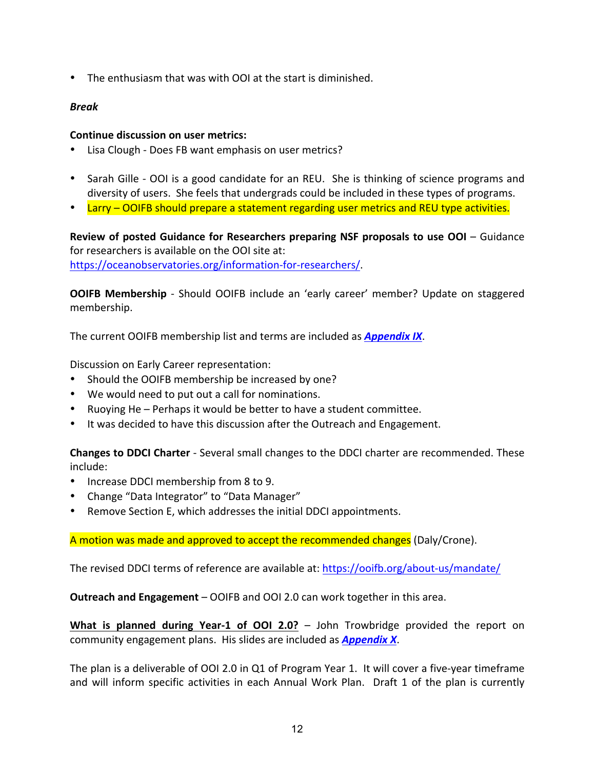- The enthusiasm that was with OOI at the start is diminished.

***Break***

**Continue discussion on user metrics:**

- Lisa Clough - Does FB want emphasis on user metrics?

- Sarah Gille - OOI is a good candidate for an REU. She is thinking of science programs and diversity of users. She feels that undergrads could be included in these types of programs.
- Larry – OOIFB should prepare a statement regarding user metrics and REU type activities.

**Review of posted Guidance for Researchers preparing NSF proposals to use OOI** – Guidance for researchers is available on the OOI site at: https://oceanobservatories.org/information-for-researchers/.

**OOIFB Membership** - Should OOIFB include an 'early career' member? Update on staggered membership.

The current OOIFB membership list and terms are included as ***Appendix IX***.

Discussion on Early Career representation:

- Should the OOIFB membership be increased by one?
- We would need to put out a call for nominations.
- Ruoying He – Perhaps it would be better to have a student committee.
- It was decided to have this discussion after the Outreach and Engagement.

**Changes to DDCI Charter** - Several small changes to the DDCI charter are recommended. These include:

- Increase DDCI membership from 8 to 9.
- Change "Data Integrator" to "Data Manager"
- Remove Section E, which addresses the initial DDCI appointments.

A motion was made and approved to accept the recommended changes (Daly/Crone).

The revised DDCI terms of reference are available at: https://ooifb.org/about-us/mandate/

**Outreach and Engagement** – OOIFB and OOI 2.0 can work together in this area.

**What is planned during Year-1 of OOI 2.0?** – John Trowbridge provided the report on community engagement plans. His slides are included as ***Appendix X***.

The plan is a deliverable of OOI 2.0 in Q1 of Program Year 1. It will cover a five-year timeframe and will inform specific activities in each Annual Work Plan. Draft 1 of the plan is currently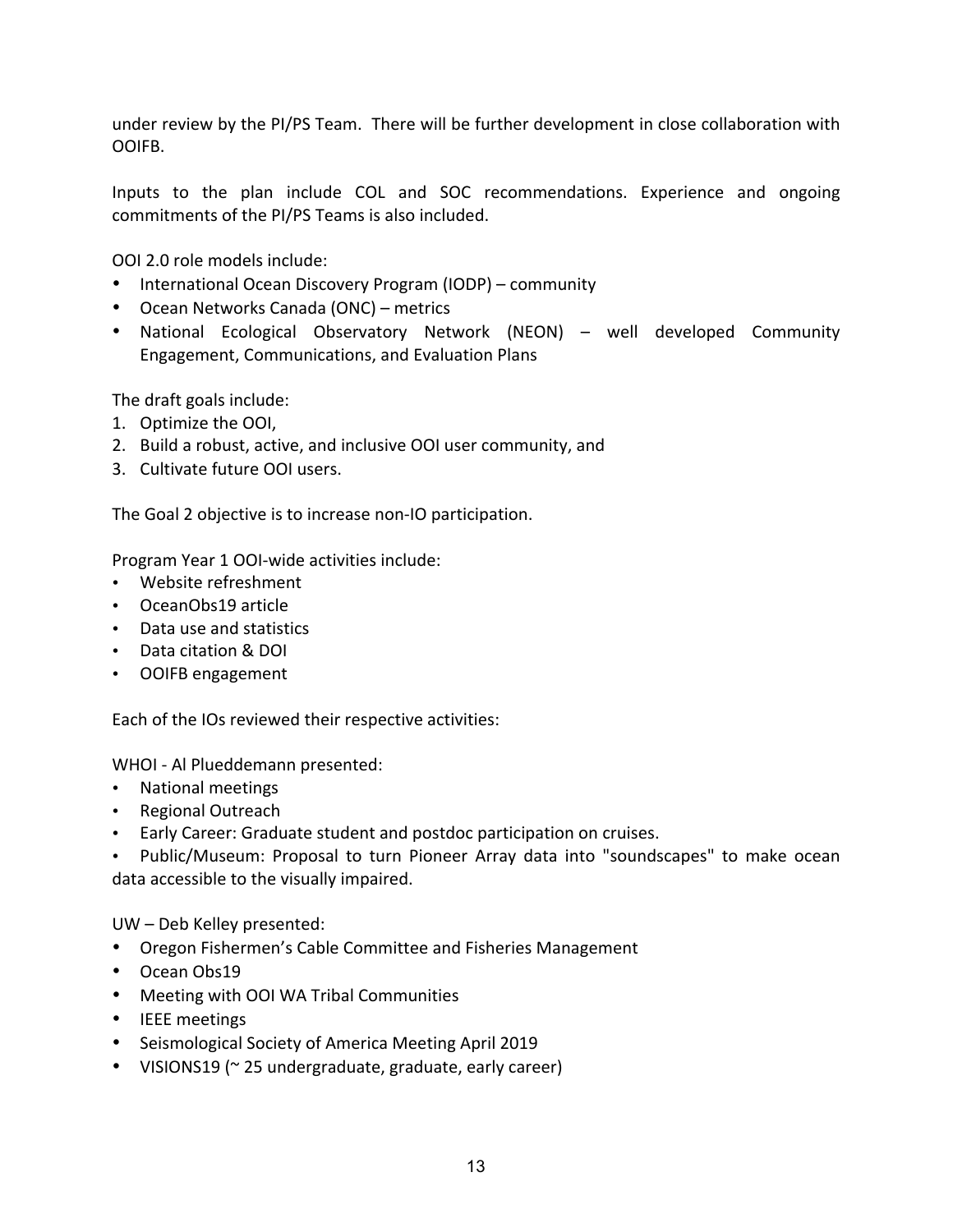under review by the PI/PS Team. There will be further development in close collaboration with OOIFB.

Inputs to the plan include COL and SOC recommendations. Experience and ongoing commitments of the PI/PS Teams is also included.

OOI 2.0 role models include:

- International Ocean Discovery Program (IODP) – community
- Ocean Networks Canada (ONC) – metrics
- National Ecological Observatory Network (NEON) – well developed Community Engagement, Communications, and Evaluation Plans

The draft goals include:

1. Optimize the OOI,
2. Build a robust, active, and inclusive OOI user community, and
3. Cultivate future OOI users.

The Goal 2 objective is to increase non-IO participation.

Program Year 1 OOI-wide activities include:

- Website refreshment
- OceanObs19 article
- Data use and statistics
- Data citation & DOI
- OOIFB engagement

Each of the IOs reviewed their respective activities:

WHOI - Al Plueddemann presented:

- National meetings
- Regional Outreach
- Early Career: Graduate student and postdoc participation on cruises.
- Public/Museum: Proposal to turn Pioneer Array data into "soundscapes" to make ocean data accessible to the visually impaired.

UW – Deb Kelley presented:

- Oregon Fishermen's Cable Committee and Fisheries Management
- Ocean Obs19
- Meeting with OOI WA Tribal Communities
- IEEE meetings
- Seismological Society of America Meeting April 2019
- VISIONS19 (~ 25 undergraduate, graduate, early career)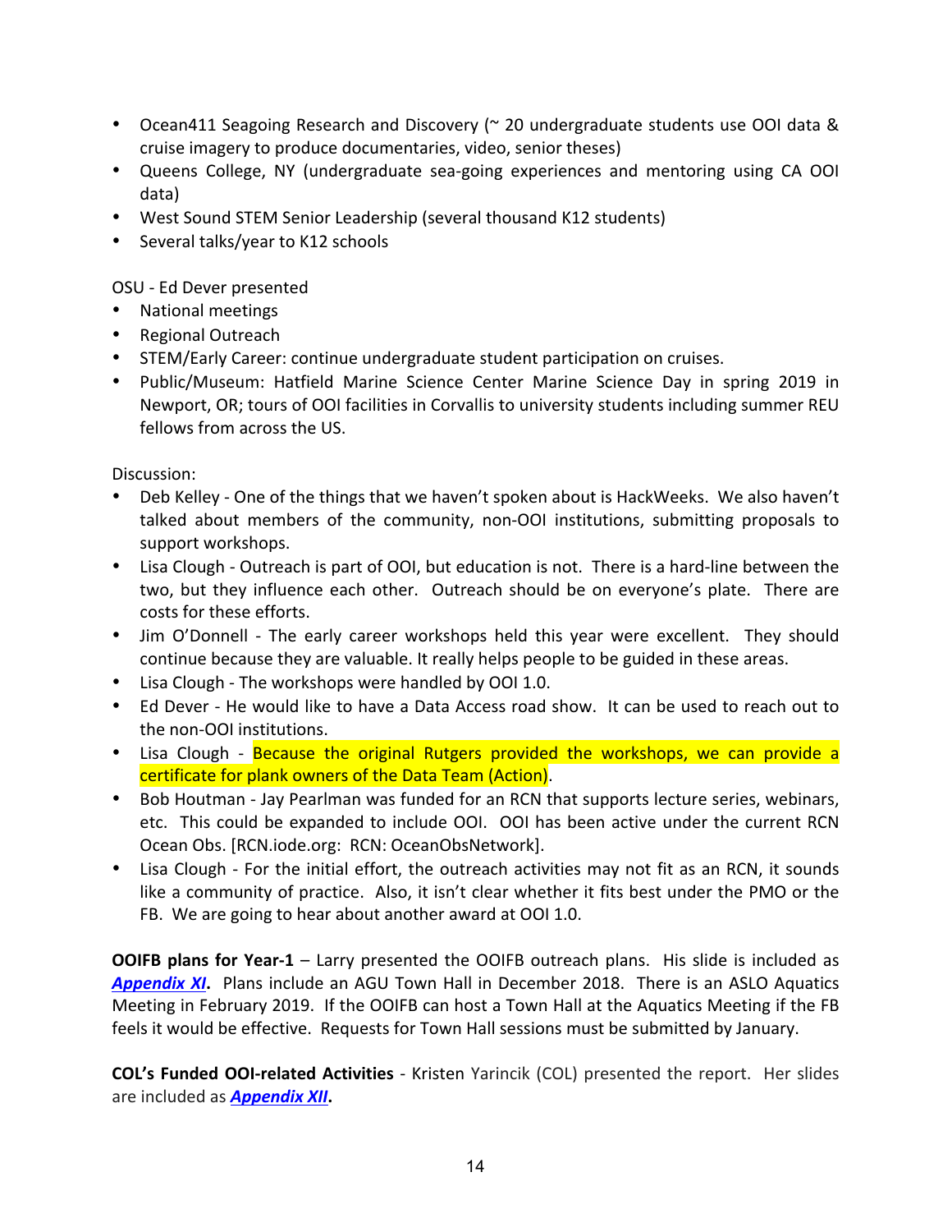- Ocean411 Seagoing Research and Discovery (~ 20 undergraduate students use OOI data & cruise imagery to produce documentaries, video, senior theses)
- Queens College, NY (undergraduate sea-going experiences and mentoring using CA OOI data)
- West Sound STEM Senior Leadership (several thousand K12 students)
- Several talks/year to K12 schools

OSU - Ed Dever presented

- National meetings
- Regional Outreach
- STEM/Early Career: continue undergraduate student participation on cruises.
- Public/Museum: Hatfield Marine Science Center Marine Science Day in spring 2019 in Newport, OR; tours of OOI facilities in Corvallis to university students including summer REU fellows from across the US.

Discussion:

- Deb Kelley - One of the things that we haven't spoken about is HackWeeks. We also haven't talked about members of the community, non-OOI institutions, submitting proposals to support workshops.
- Lisa Clough - Outreach is part of OOI, but education is not. There is a hard-line between the two, but they influence each other. Outreach should be on everyone's plate. There are costs for these efforts.
- Jim O'Donnell - The early career workshops held this year were excellent. They should continue because they are valuable. It really helps people to be guided in these areas.
- Lisa Clough - The workshops were handled by OOI 1.0.
- Ed Dever - He would like to have a Data Access road show. It can be used to reach out to the non-OOI institutions.
- Lisa Clough - Because the original Rutgers provided the workshops, we can provide a certificate for plank owners of the Data Team (Action).
- Bob Houtman - Jay Pearlman was funded for an RCN that supports lecture series, webinars, etc. This could be expanded to include OOI. OOI has been active under the current RCN Ocean Obs. [RCN.iode.org: RCN: OceanObsNetwork].
- Lisa Clough - For the initial effort, the outreach activities may not fit as an RCN, it sounds like a community of practice. Also, it isn't clear whether it fits best under the PMO or the FB. We are going to hear about another award at OOI 1.0.

**OOIFB plans for Year-1** – Larry presented the OOIFB outreach plans. His slide is included as ***Appendix XI*.** Plans include an AGU Town Hall in December 2018. There is an ASLO Aquatics Meeting in February 2019. If the OOIFB can host a Town Hall at the Aquatics Meeting if the FB feels it would be effective. Requests for Town Hall sessions must be submitted by January.

**COL's Funded OOI-related Activities** - Kristen Yarincik (COL) presented the report. Her slides are included as ***Appendix XII*.**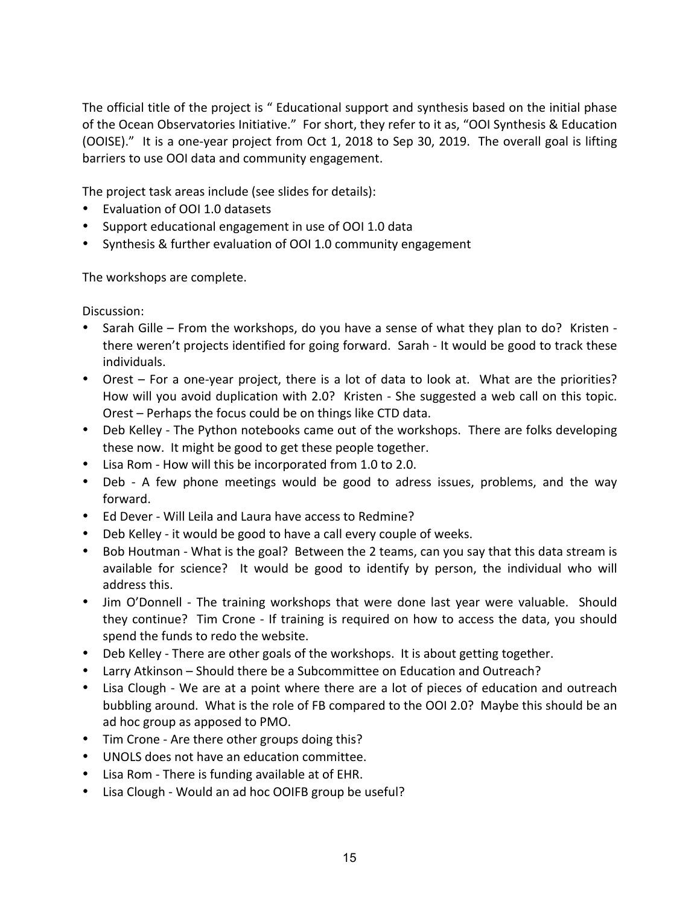The official title of the project is " Educational support and synthesis based on the initial phase of the Ocean Observatories Initiative." For short, they refer to it as, "OOI Synthesis & Education (OOISE)." It is a one-year project from Oct 1, 2018 to Sep 30, 2019. The overall goal is lifting barriers to use OOI data and community engagement.

The project task areas include (see slides for details):

- Evaluation of OOI 1.0 datasets
- Support educational engagement in use of OOI 1.0 data
- Synthesis & further evaluation of OOI 1.0 community engagement

The workshops are complete.

Discussion:

- Sarah Gille – From the workshops, do you have a sense of what they plan to do? Kristen - there weren't projects identified for going forward. Sarah - It would be good to track these individuals.
- Orest – For a one-year project, there is a lot of data to look at. What are the priorities? How will you avoid duplication with 2.0? Kristen - She suggested a web call on this topic. Orest – Perhaps the focus could be on things like CTD data.
- Deb Kelley - The Python notebooks came out of the workshops. There are folks developing these now. It might be good to get these people together.
- Lisa Rom - How will this be incorporated from 1.0 to 2.0.
- Deb - A few phone meetings would be good to adress issues, problems, and the way forward.
- Ed Dever - Will Leila and Laura have access to Redmine?
- Deb Kelley - it would be good to have a call every couple of weeks.
- Bob Houtman - What is the goal? Between the 2 teams, can you say that this data stream is available for science? It would be good to identify by person, the individual who will address this.
- Jim O'Donnell - The training workshops that were done last year were valuable. Should they continue? Tim Crone - If training is required on how to access the data, you should spend the funds to redo the website.
- Deb Kelley - There are other goals of the workshops. It is about getting together.
- Larry Atkinson – Should there be a Subcommittee on Education and Outreach?
- Lisa Clough - We are at a point where there are a lot of pieces of education and outreach bubbling around. What is the role of FB compared to the OOI 2.0? Maybe this should be an ad hoc group as apposed to PMO.
- Tim Crone - Are there other groups doing this?
- UNOLS does not have an education committee.
- Lisa Rom - There is funding available at of EHR.
- Lisa Clough - Would an ad hoc OOIFB group be useful?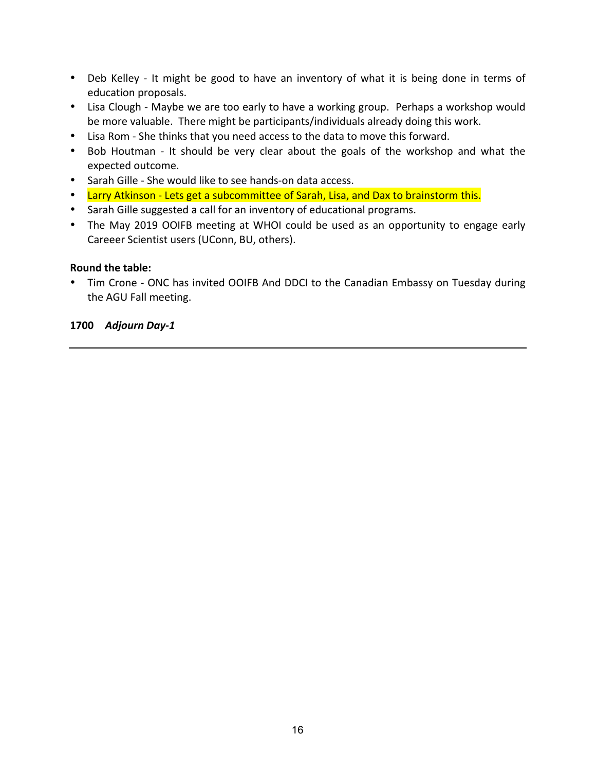- Deb Kelley - It might be good to have an inventory of what it is being done in terms of education proposals.
- Lisa Clough - Maybe we are too early to have a working group. Perhaps a workshop would be more valuable. There might be participants/individuals already doing this work.
- Lisa Rom - She thinks that you need access to the data to move this forward.
- Bob Houtman - It should be very clear about the goals of the workshop and what the expected outcome.
- Sarah Gille - She would like to see hands-on data access.
- Larry Atkinson - Lets get a subcommittee of Sarah, Lisa, and Dax to brainstorm this.
- Sarah Gille suggested a call for an inventory of educational programs.
- The May 2019 OOIFB meeting at WHOI could be used as an opportunity to engage early Careeer Scientist users (UConn, BU, others).

**Round the table:**

- Tim Crone - ONC has invited OOIFB And DDCI to the Canadian Embassy on Tuesday during the AGU Fall meeting.

**1700** ***Adjourn Day-1***

---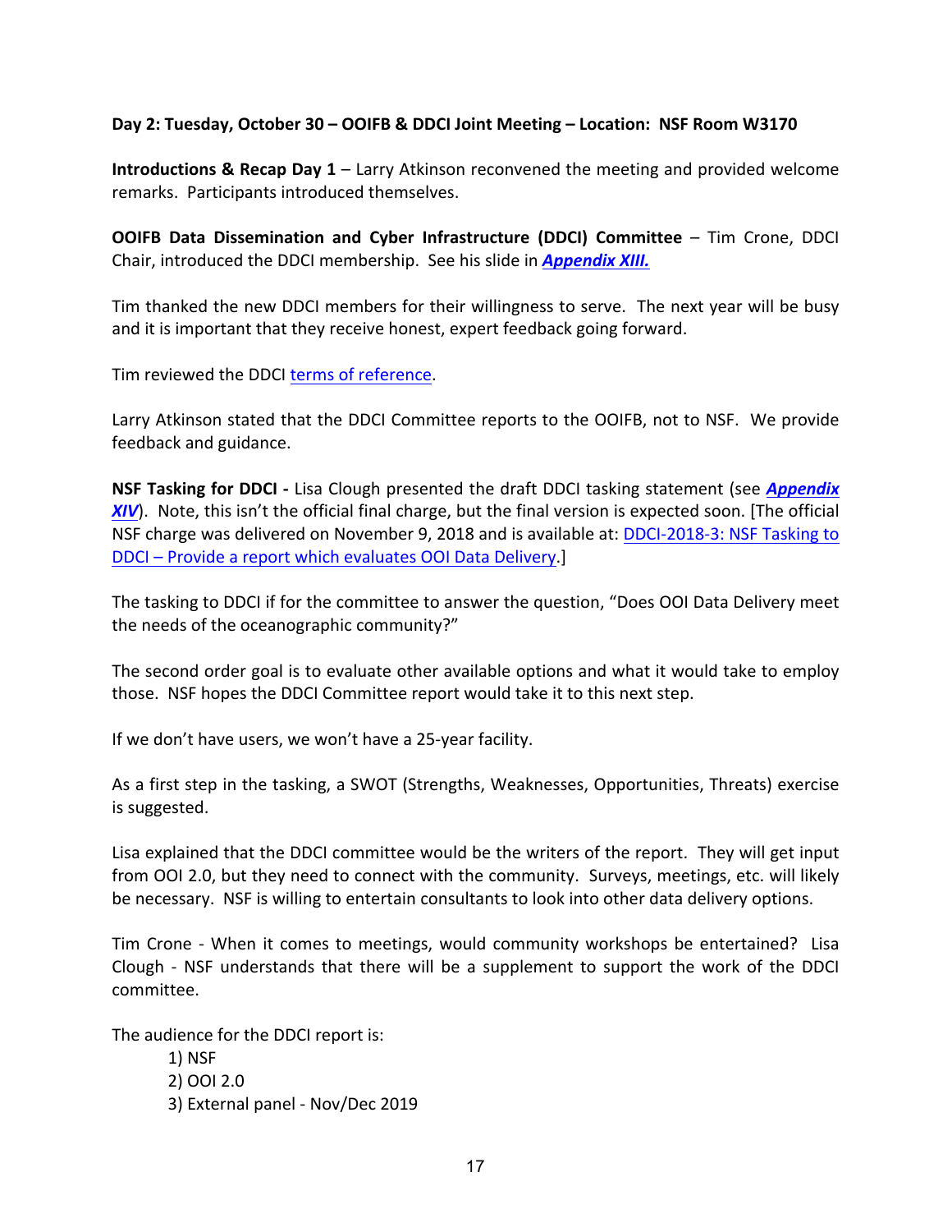**Day 2: Tuesday, October 30 – OOIFB & DDCI Joint Meeting – Location: NSF Room W3170**

**Introductions & Recap Day 1** – Larry Atkinson reconvened the meeting and provided welcome remarks. Participants introduced themselves.

**OOIFB Data Dissemination and Cyber Infrastructure (DDCI) Committee** – Tim Crone, DDCI Chair, introduced the DDCI membership. See his slide in ***Appendix XIII.***

Tim thanked the new DDCI members for their willingness to serve. The next year will be busy and it is important that they receive honest, expert feedback going forward.

Tim reviewed the DDCI terms of reference.

Larry Atkinson stated that the DDCI Committee reports to the OOIFB, not to NSF. We provide feedback and guidance.

**NSF Tasking for DDCI -** Lisa Clough presented the draft DDCI tasking statement (see ***Appendix XIV***). Note, this isn't the official final charge, but the final version is expected soon. [The official NSF charge was delivered on November 9, 2018 and is available at: DDCI-2018-3: NSF Tasking to DDCI – Provide a report which evaluates OOI Data Delivery.]

The tasking to DDCI if for the committee to answer the question, "Does OOI Data Delivery meet the needs of the oceanographic community?"

The second order goal is to evaluate other available options and what it would take to employ those. NSF hopes the DDCI Committee report would take it to this next step.

If we don't have users, we won't have a 25-year facility.

As a first step in the tasking, a SWOT (Strengths, Weaknesses, Opportunities, Threats) exercise is suggested.

Lisa explained that the DDCI committee would be the writers of the report. They will get input from OOI 2.0, but they need to connect with the community. Surveys, meetings, etc. will likely be necessary. NSF is willing to entertain consultants to look into other data delivery options.

Tim Crone - When it comes to meetings, would community workshops be entertained? Lisa Clough - NSF understands that there will be a supplement to support the work of the DDCI committee.

The audience for the DDCI report is:

1) NSF
2) OOI 2.0
3) External panel - Nov/Dec 2019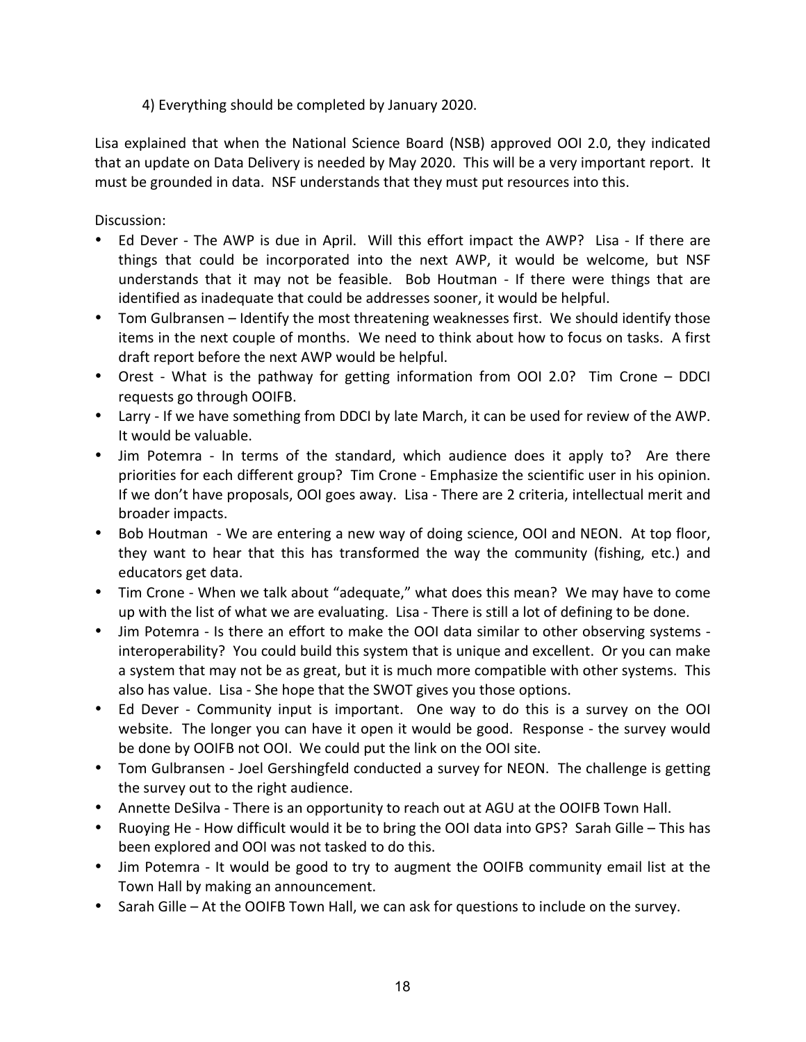4) Everything should be completed by January 2020.

Lisa explained that when the National Science Board (NSB) approved OOI 2.0, they indicated that an update on Data Delivery is needed by May 2020. This will be a very important report. It must be grounded in data. NSF understands that they must put resources into this.

Discussion:

- Ed Dever - The AWP is due in April. Will this effort impact the AWP? Lisa - If there are things that could be incorporated into the next AWP, it would be welcome, but NSF understands that it may not be feasible. Bob Houtman - If there were things that are identified as inadequate that could be addresses sooner, it would be helpful.
- Tom Gulbransen – Identify the most threatening weaknesses first. We should identify those items in the next couple of months. We need to think about how to focus on tasks. A first draft report before the next AWP would be helpful.
- Orest - What is the pathway for getting information from OOI 2.0? Tim Crone – DDCI requests go through OOIFB.
- Larry - If we have something from DDCI by late March, it can be used for review of the AWP. It would be valuable.
- Jim Potemra - In terms of the standard, which audience does it apply to? Are there priorities for each different group? Tim Crone - Emphasize the scientific user in his opinion. If we don't have proposals, OOI goes away. Lisa - There are 2 criteria, intellectual merit and broader impacts.
- Bob Houtman - We are entering a new way of doing science, OOI and NEON. At top floor, they want to hear that this has transformed the way the community (fishing, etc.) and educators get data.
- Tim Crone - When we talk about "adequate," what does this mean? We may have to come up with the list of what we are evaluating. Lisa - There is still a lot of defining to be done.
- Jim Potemra - Is there an effort to make the OOI data similar to other observing systems - interoperability? You could build this system that is unique and excellent. Or you can make a system that may not be as great, but it is much more compatible with other systems. This also has value. Lisa - She hope that the SWOT gives you those options.
- Ed Dever - Community input is important. One way to do this is a survey on the OOI website. The longer you can have it open it would be good. Response - the survey would be done by OOIFB not OOI. We could put the link on the OOI site.
- Tom Gulbransen - Joel Gershingfeld conducted a survey for NEON. The challenge is getting the survey out to the right audience.
- Annette DeSilva - There is an opportunity to reach out at AGU at the OOIFB Town Hall.
- Ruoying He - How difficult would it be to bring the OOI data into GPS? Sarah Gille – This has been explored and OOI was not tasked to do this.
- Jim Potemra - It would be good to try to augment the OOIFB community email list at the Town Hall by making an announcement.
- Sarah Gille – At the OOIFB Town Hall, we can ask for questions to include on the survey.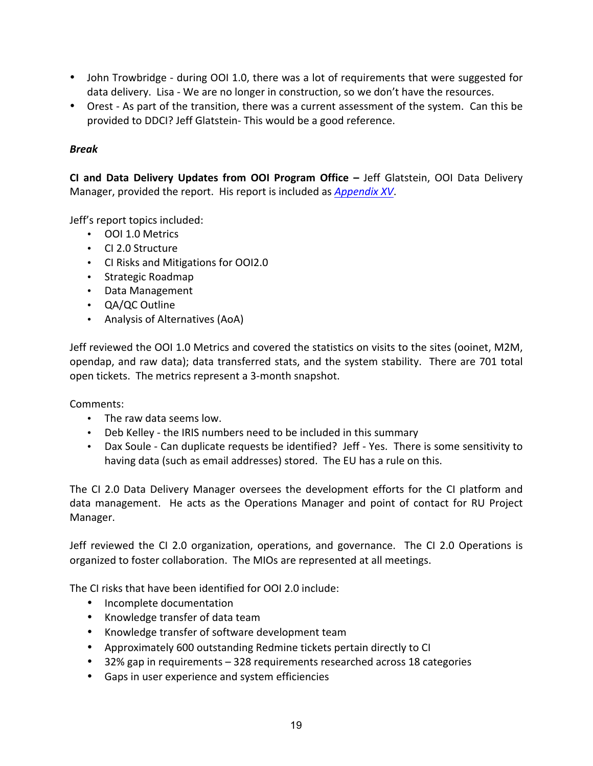- John Trowbridge - during OOI 1.0, there was a lot of requirements that were suggested for data delivery. Lisa - We are no longer in construction, so we don't have the resources.
- Orest - As part of the transition, there was a current assessment of the system. Can this be provided to DDCI? Jeff Glatstein- This would be a good reference.

***Break***

**CI and Data Delivery Updates from OOI Program Office –** Jeff Glatstein, OOI Data Delivery Manager, provided the report. His report is included as *Appendix XV*.

Jeff's report topics included:

- OOI 1.0 Metrics
- CI 2.0 Structure
- CI Risks and Mitigations for OOI2.0
- Strategic Roadmap
- Data Management
- QA/QC Outline
- Analysis of Alternatives (AoA)

Jeff reviewed the OOI 1.0 Metrics and covered the statistics on visits to the sites (ooinet, M2M, opendap, and raw data); data transferred stats, and the system stability. There are 701 total open tickets. The metrics represent a 3-month snapshot.

Comments:

- The raw data seems low.
- Deb Kelley - the IRIS numbers need to be included in this summary
- Dax Soule - Can duplicate requests be identified? Jeff - Yes. There is some sensitivity to having data (such as email addresses) stored. The EU has a rule on this.

The CI 2.0 Data Delivery Manager oversees the development efforts for the CI platform and data management. He acts as the Operations Manager and point of contact for RU Project Manager.

Jeff reviewed the CI 2.0 organization, operations, and governance. The CI 2.0 Operations is organized to foster collaboration. The MIOs are represented at all meetings.

The CI risks that have been identified for OOI 2.0 include:

- Incomplete documentation
- Knowledge transfer of data team
- Knowledge transfer of software development team
- Approximately 600 outstanding Redmine tickets pertain directly to CI
- 32% gap in requirements – 328 requirements researched across 18 categories
- Gaps in user experience and system efficiencies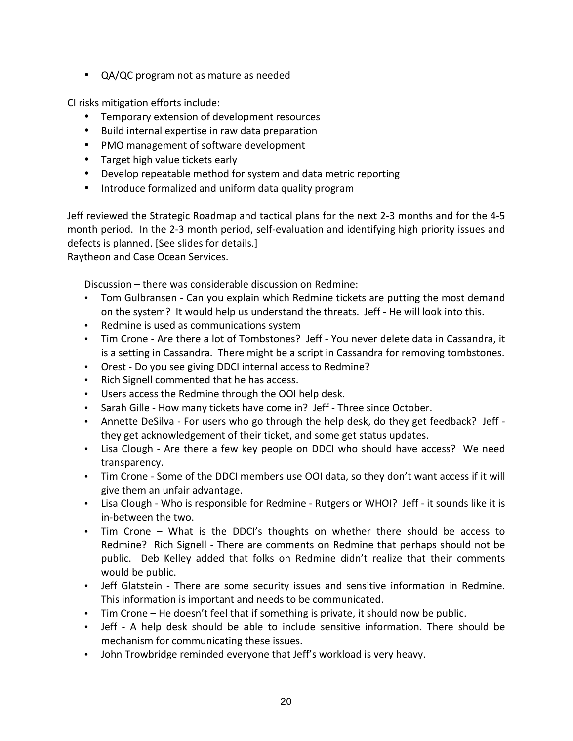- QA/QC program not as mature as needed

CI risks mitigation efforts include:

- Temporary extension of development resources
- Build internal expertise in raw data preparation
- PMO management of software development
- Target high value tickets early
- Develop repeatable method for system and data metric reporting
- Introduce formalized and uniform data quality program

Jeff reviewed the Strategic Roadmap and tactical plans for the next 2-3 months and for the 4-5 month period. In the 2-3 month period, self-evaluation and identifying high priority issues and defects is planned. [See slides for details.]
Raytheon and Case Ocean Services.

Discussion – there was considerable discussion on Redmine:

- Tom Gulbransen - Can you explain which Redmine tickets are putting the most demand on the system? It would help us understand the threats. Jeff - He will look into this.
- Redmine is used as communications system
- Tim Crone - Are there a lot of Tombstones? Jeff - You never delete data in Cassandra, it is a setting in Cassandra. There might be a script in Cassandra for removing tombstones.
- Orest - Do you see giving DDCI internal access to Redmine?
- Rich Signell commented that he has access.
- Users access the Redmine through the OOI help desk.
- Sarah Gille - How many tickets have come in? Jeff - Three since October.
- Annette DeSilva - For users who go through the help desk, do they get feedback? Jeff - they get acknowledgement of their ticket, and some get status updates.
- Lisa Clough - Are there a few key people on DDCI who should have access? We need transparency.
- Tim Crone - Some of the DDCI members use OOI data, so they don't want access if it will give them an unfair advantage.
- Lisa Clough - Who is responsible for Redmine - Rutgers or WHOI? Jeff - it sounds like it is in-between the two.
- Tim Crone – What is the DDCI's thoughts on whether there should be access to Redmine? Rich Signell - There are comments on Redmine that perhaps should not be public. Deb Kelley added that folks on Redmine didn't realize that their comments would be public.
- Jeff Glatstein - There are some security issues and sensitive information in Redmine. This information is important and needs to be communicated.
- Tim Crone – He doesn't feel that if something is private, it should now be public.
- Jeff - A help desk should be able to include sensitive information. There should be mechanism for communicating these issues.
- John Trowbridge reminded everyone that Jeff's workload is very heavy.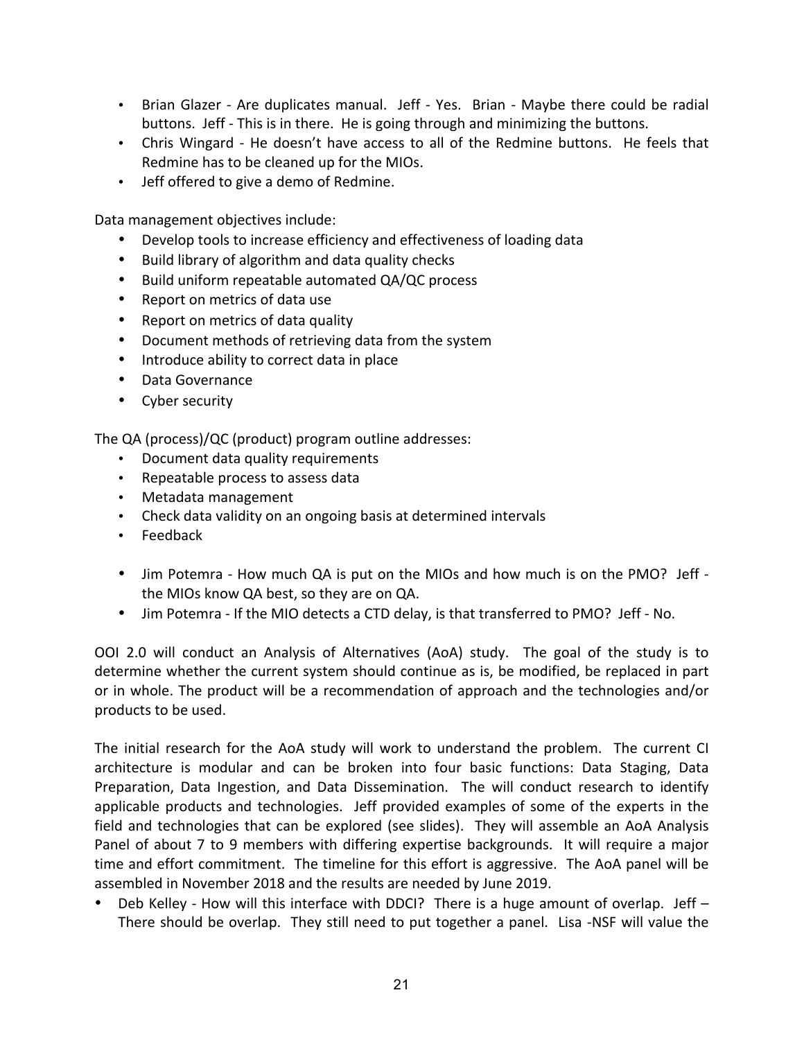- Brian Glazer - Are duplicates manual. Jeff - Yes. Brian - Maybe there could be radial buttons. Jeff - This is in there. He is going through and minimizing the buttons.
- Chris Wingard - He doesn't have access to all of the Redmine buttons. He feels that Redmine has to be cleaned up for the MIOs.
- Jeff offered to give a demo of Redmine.

Data management objectives include:

- Develop tools to increase efficiency and effectiveness of loading data
- Build library of algorithm and data quality checks
- Build uniform repeatable automated QA/QC process
- Report on metrics of data use
- Report on metrics of data quality
- Document methods of retrieving data from the system
- Introduce ability to correct data in place
- Data Governance
- Cyber security

The QA (process)/QC (product) program outline addresses:

- Document data quality requirements
- Repeatable process to assess data
- Metadata management
- Check data validity on an ongoing basis at determined intervals
- Feedback

- Jim Potemra - How much QA is put on the MIOs and how much is on the PMO? Jeff - the MIOs know QA best, so they are on QA.
- Jim Potemra - If the MIO detects a CTD delay, is that transferred to PMO? Jeff - No.

OOI 2.0 will conduct an Analysis of Alternatives (AoA) study. The goal of the study is to determine whether the current system should continue as is, be modified, be replaced in part or in whole. The product will be a recommendation of approach and the technologies and/or products to be used.

The initial research for the AoA study will work to understand the problem. The current CI architecture is modular and can be broken into four basic functions: Data Staging, Data Preparation, Data Ingestion, and Data Dissemination. The will conduct research to identify applicable products and technologies. Jeff provided examples of some of the experts in the field and technologies that can be explored (see slides). They will assemble an AoA Analysis Panel of about 7 to 9 members with differing expertise backgrounds. It will require a major time and effort commitment. The timeline for this effort is aggressive. The AoA panel will be assembled in November 2018 and the results are needed by June 2019.

- Deb Kelley - How will this interface with DDCI? There is a huge amount of overlap. Jeff – There should be overlap. They still need to put together a panel. Lisa -NSF will value the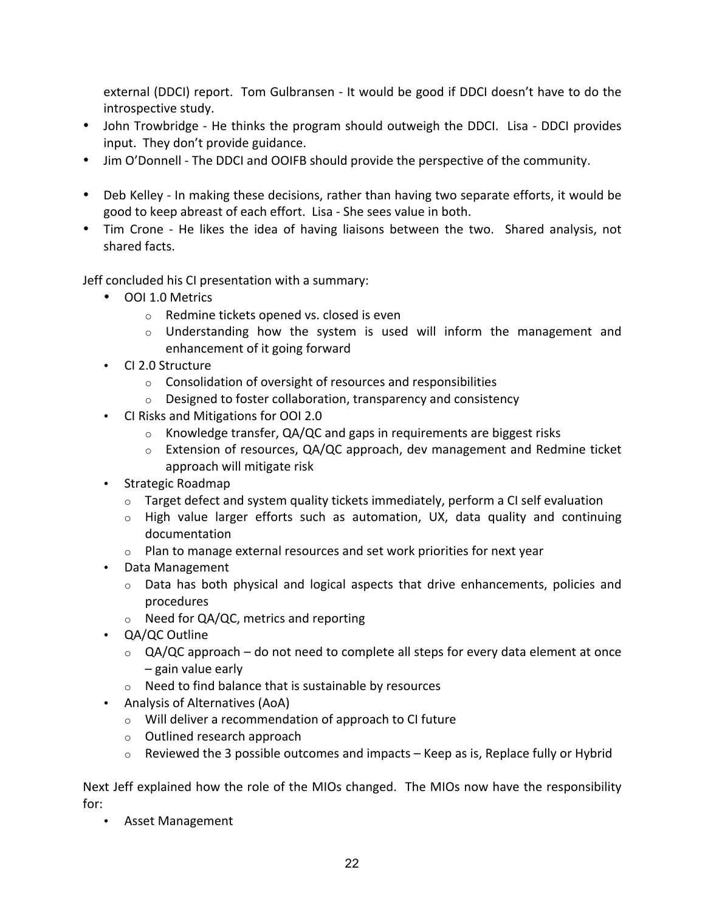external (DDCI) report. Tom Gulbransen - It would be good if DDCI doesn't have to do the introspective study.

- John Trowbridge - He thinks the program should outweigh the DDCI. Lisa - DDCI provides input. They don't provide guidance.
- Jim O'Donnell - The DDCI and OOIFB should provide the perspective of the community.
- Deb Kelley - In making these decisions, rather than having two separate efforts, it would be good to keep abreast of each effort. Lisa - She sees value in both.
- Tim Crone - He likes the idea of having liaisons between the two. Shared analysis, not shared facts.

Jeff concluded his CI presentation with a summary:

- OOI 1.0 Metrics
  - Redmine tickets opened vs. closed is even
  - Understanding how the system is used will inform the management and enhancement of it going forward
- CI 2.0 Structure
  - Consolidation of oversight of resources and responsibilities
  - Designed to foster collaboration, transparency and consistency
- CI Risks and Mitigations for OOI 2.0
  - Knowledge transfer, QA/QC and gaps in requirements are biggest risks
  - Extension of resources, QA/QC approach, dev management and Redmine ticket approach will mitigate risk
- Strategic Roadmap
  - Target defect and system quality tickets immediately, perform a CI self evaluation
  - High value larger efforts such as automation, UX, data quality and continuing documentation
  - Plan to manage external resources and set work priorities for next year
- Data Management
  - Data has both physical and logical aspects that drive enhancements, policies and procedures
  - Need for QA/QC, metrics and reporting
- QA/QC Outline
  - QA/QC approach – do not need to complete all steps for every data element at once – gain value early
  - Need to find balance that is sustainable by resources
- Analysis of Alternatives (AoA)
  - Will deliver a recommendation of approach to CI future
  - Outlined research approach
  - Reviewed the 3 possible outcomes and impacts – Keep as is, Replace fully or Hybrid

Next Jeff explained how the role of the MIOs changed. The MIOs now have the responsibility for:

- Asset Management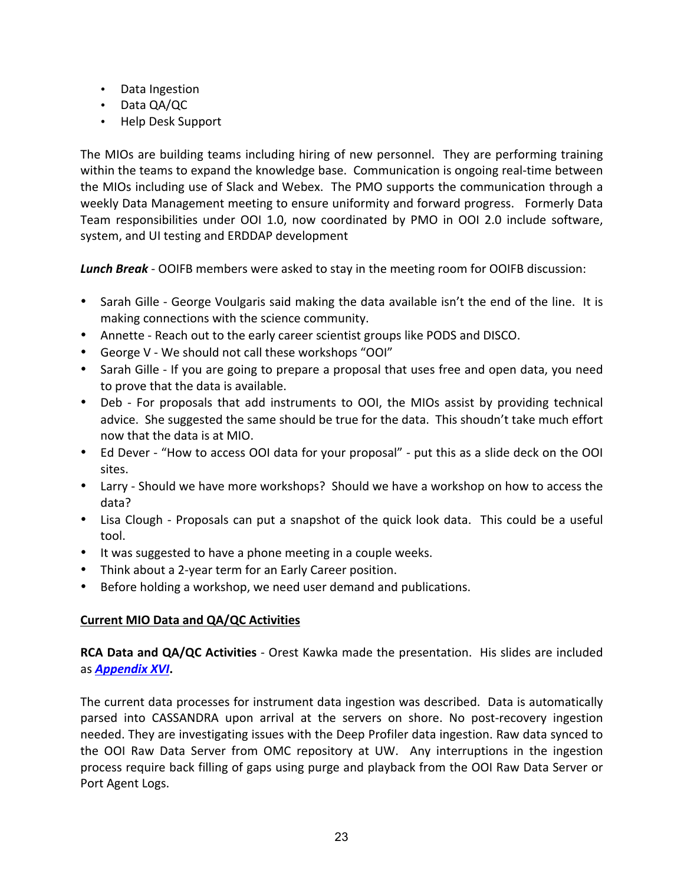- Data Ingestion
- Data QA/QC
- Help Desk Support

The MIOs are building teams including hiring of new personnel. They are performing training within the teams to expand the knowledge base. Communication is ongoing real-time between the MIOs including use of Slack and Webex. The PMO supports the communication through a weekly Data Management meeting to ensure uniformity and forward progress. Formerly Data Team responsibilities under OOI 1.0, now coordinated by PMO in OOI 2.0 include software, system, and UI testing and ERDDAP development

***Lunch Break*** - OOIFB members were asked to stay in the meeting room for OOIFB discussion:

- Sarah Gille - George Voulgaris said making the data available isn't the end of the line. It is making connections with the science community.
- Annette - Reach out to the early career scientist groups like PODS and DISCO.
- George V - We should not call these workshops "OOI"
- Sarah Gille - If you are going to prepare a proposal that uses free and open data, you need to prove that the data is available.
- Deb - For proposals that add instruments to OOI, the MIOs assist by providing technical advice. She suggested the same should be true for the data. This shoudn't take much effort now that the data is at MIO.
- Ed Dever - "How to access OOI data for your proposal" - put this as a slide deck on the OOI sites.
- Larry - Should we have more workshops? Should we have a workshop on how to access the data?
- Lisa Clough - Proposals can put a snapshot of the quick look data. This could be a useful tool.
- It was suggested to have a phone meeting in a couple weeks.
- Think about a 2-year term for an Early Career position.
- Before holding a workshop, we need user demand and publications.

**Current MIO Data and QA/QC Activities**

**RCA Data and QA/QC Activities** - Orest Kawka made the presentation. His slides are included as ***Appendix XVI*****.**

The current data processes for instrument data ingestion was described. Data is automatically parsed into CASSANDRA upon arrival at the servers on shore. No post-recovery ingestion needed. They are investigating issues with the Deep Profiler data ingestion. Raw data synced to the OOI Raw Data Server from OMC repository at UW. Any interruptions in the ingestion process require back filling of gaps using purge and playback from the OOI Raw Data Server or Port Agent Logs.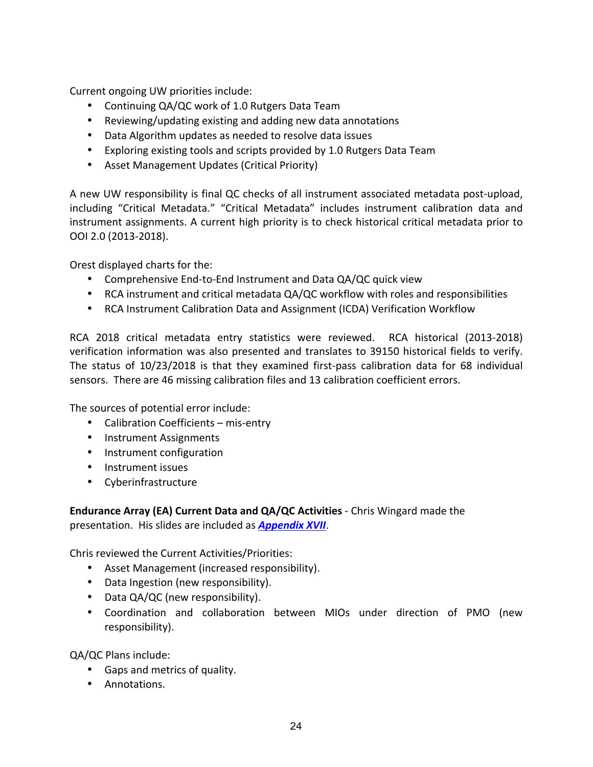Current ongoing UW priorities include:

- Continuing QA/QC work of 1.0 Rutgers Data Team
- Reviewing/updating existing and adding new data annotations
- Data Algorithm updates as needed to resolve data issues
- Exploring existing tools and scripts provided by 1.0 Rutgers Data Team
- Asset Management Updates (Critical Priority)

A new UW responsibility is final QC checks of all instrument associated metadata post-upload, including "Critical Metadata." "Critical Metadata" includes instrument calibration data and instrument assignments. A current high priority is to check historical critical metadata prior to OOI 2.0 (2013-2018).

Orest displayed charts for the:

- Comprehensive End-to-End Instrument and Data QA/QC quick view
- RCA instrument and critical metadata QA/QC workflow with roles and responsibilities
- RCA Instrument Calibration Data and Assignment (ICDA) Verification Workflow

RCA 2018 critical metadata entry statistics were reviewed. RCA historical (2013-2018) verification information was also presented and translates to 39150 historical fields to verify. The status of 10/23/2018 is that they examined first-pass calibration data for 68 individual sensors. There are 46 missing calibration files and 13 calibration coefficient errors.

The sources of potential error include:

- Calibration Coefficients – mis-entry
- Instrument Assignments
- Instrument configuration
- Instrument issues
- Cyberinfrastructure

**Endurance Array (EA) Current Data and QA/QC Activities** - Chris Wingard made the presentation. His slides are included as ***Appendix XVII***.

Chris reviewed the Current Activities/Priorities:

- Asset Management (increased responsibility).
- Data Ingestion (new responsibility).
- Data QA/QC (new responsibility).
- Coordination and collaboration between MIOs under direction of PMO (new responsibility).

QA/QC Plans include:

- Gaps and metrics of quality.
- Annotations.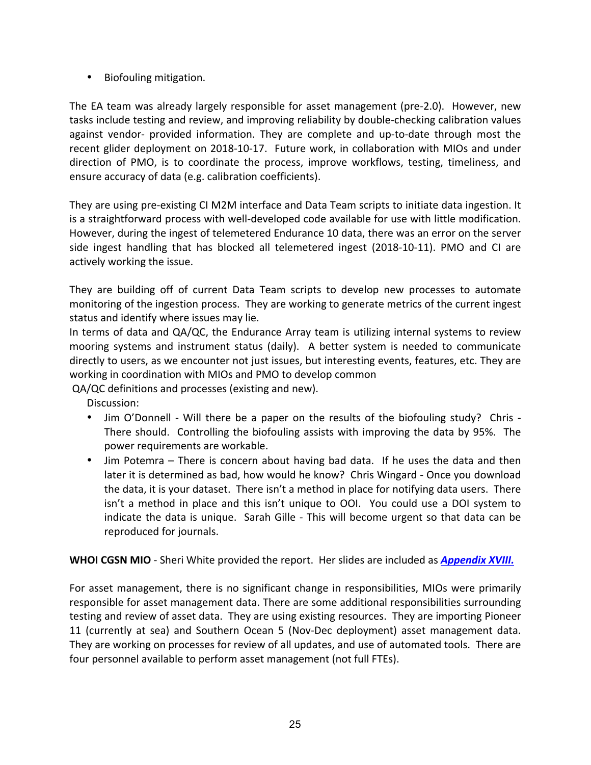- Biofouling mitigation.

The EA team was already largely responsible for asset management (pre-2.0). However, new tasks include testing and review, and improving reliability by double-checking calibration values against vendor- provided information. They are complete and up-to-date through most the recent glider deployment on 2018-10-17. Future work, in collaboration with MIOs and under direction of PMO, is to coordinate the process, improve workflows, testing, timeliness, and ensure accuracy of data (e.g. calibration coefficients).

They are using pre-existing CI M2M interface and Data Team scripts to initiate data ingestion. It is a straightforward process with well-developed code available for use with little modification. However, during the ingest of telemetered Endurance 10 data, there was an error on the server side ingest handling that has blocked all telemetered ingest (2018-10-11). PMO and CI are actively working the issue.

They are building off of current Data Team scripts to develop new processes to automate monitoring of the ingestion process. They are working to generate metrics of the current ingest status and identify where issues may lie.

In terms of data and QA/QC, the Endurance Array team is utilizing internal systems to review mooring systems and instrument status (daily). A better system is needed to communicate directly to users, as we encounter not just issues, but interesting events, features, etc. They are working in coordination with MIOs and PMO to develop common QA/QC definitions and processes (existing and new).

Discussion:

- Jim O'Donnell - Will there be a paper on the results of the biofouling study? Chris - There should. Controlling the biofouling assists with improving the data by 95%. The power requirements are workable.
- Jim Potemra – There is concern about having bad data. If he uses the data and then later it is determined as bad, how would he know? Chris Wingard - Once you download the data, it is your dataset. There isn't a method in place for notifying data users. There isn't a method in place and this isn't unique to OOI. You could use a DOI system to indicate the data is unique. Sarah Gille - This will become urgent so that data can be reproduced for journals.

**WHOI CGSN MIO** - Sheri White provided the report. Her slides are included as ***Appendix XVIII.***

For asset management, there is no significant change in responsibilities, MIOs were primarily responsible for asset management data. There are some additional responsibilities surrounding testing and review of asset data. They are using existing resources. They are importing Pioneer 11 (currently at sea) and Southern Ocean 5 (Nov-Dec deployment) asset management data. They are working on processes for review of all updates, and use of automated tools. There are four personnel available to perform asset management (not full FTEs).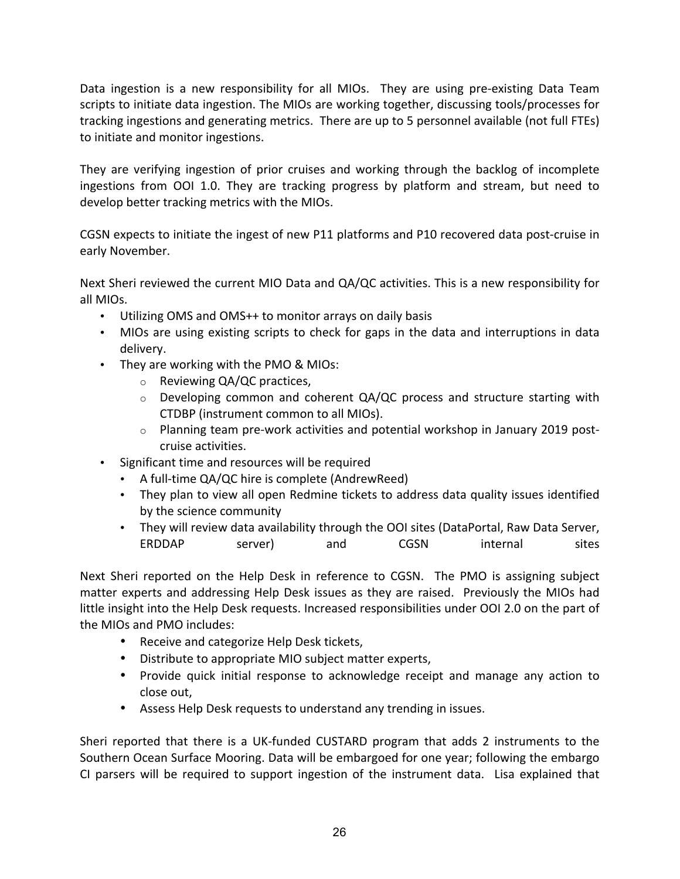Data ingestion is a new responsibility for all MIOs. They are using pre-existing Data Team scripts to initiate data ingestion. The MIOs are working together, discussing tools/processes for tracking ingestions and generating metrics. There are up to 5 personnel available (not full FTEs) to initiate and monitor ingestions.

They are verifying ingestion of prior cruises and working through the backlog of incomplete ingestions from OOI 1.0. They are tracking progress by platform and stream, but need to develop better tracking metrics with the MIOs.

CGSN expects to initiate the ingest of new P11 platforms and P10 recovered data post-cruise in early November.

Next Sheri reviewed the current MIO Data and QA/QC activities. This is a new responsibility for all MIOs.

- Utilizing OMS and OMS++ to monitor arrays on daily basis
- MIOs are using existing scripts to check for gaps in the data and interruptions in data delivery.
- They are working with the PMO & MIOs:
    - Reviewing QA/QC practices,
    - Developing common and coherent QA/QC process and structure starting with CTDBP (instrument common to all MIOs).
    - Planning team pre-work activities and potential workshop in January 2019 post-cruise activities.
- Significant time and resources will be required
    - A full-time QA/QC hire is complete (AndrewReed)
    - They plan to view all open Redmine tickets to address data quality issues identified by the science community
    - They will review data availability through the OOI sites (DataPortal, Raw Data Server, ERDDAP server) and CGSN internal sites

Next Sheri reported on the Help Desk in reference to CGSN. The PMO is assigning subject matter experts and addressing Help Desk issues as they are raised. Previously the MIOs had little insight into the Help Desk requests. Increased responsibilities under OOI 2.0 on the part of the MIOs and PMO includes:

- Receive and categorize Help Desk tickets,
- Distribute to appropriate MIO subject matter experts,
- Provide quick initial response to acknowledge receipt and manage any action to close out,
- Assess Help Desk requests to understand any trending in issues.

Sheri reported that there is a UK-funded CUSTARD program that adds 2 instruments to the Southern Ocean Surface Mooring. Data will be embargoed for one year; following the embargo CI parsers will be required to support ingestion of the instrument data. Lisa explained that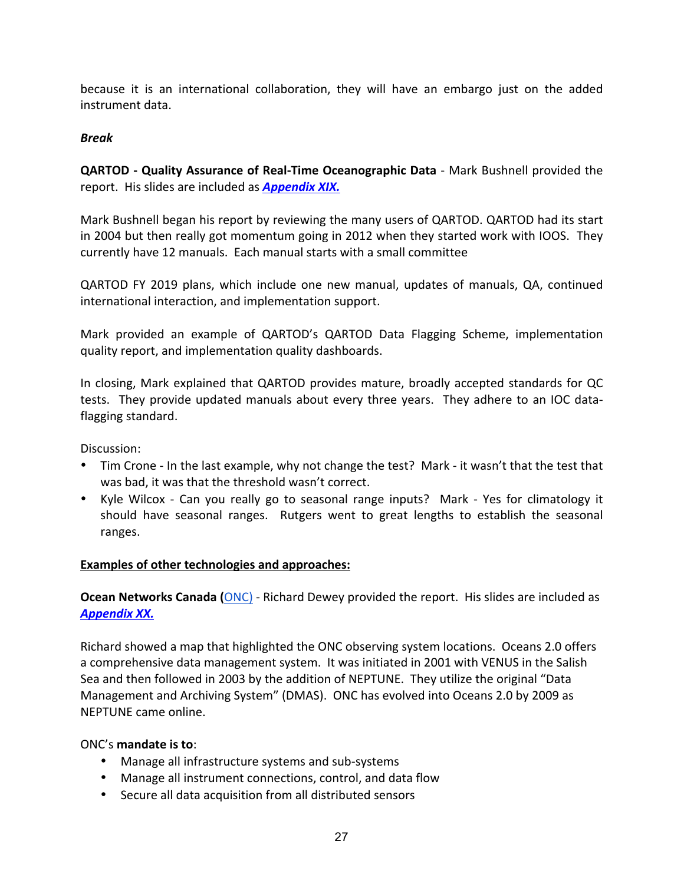because it is an international collaboration, they will have an embargo just on the added instrument data.

***Break***

**QARTOD - Quality Assurance of Real-Time Oceanographic Data** - Mark Bushnell provided the report. His slides are included as ***Appendix XIX.***

Mark Bushnell began his report by reviewing the many users of QARTOD. QARTOD had its start in 2004 but then really got momentum going in 2012 when they started work with IOOS. They currently have 12 manuals. Each manual starts with a small committee

QARTOD FY 2019 plans, which include one new manual, updates of manuals, QA, continued international interaction, and implementation support.

Mark provided an example of QARTOD's QARTOD Data Flagging Scheme, implementation quality report, and implementation quality dashboards.

In closing, Mark explained that QARTOD provides mature, broadly accepted standards for QC tests. They provide updated manuals about every three years. They adhere to an IOC data-flagging standard.

Discussion:

- Tim Crone - In the last example, why not change the test? Mark - it wasn't that the test that was bad, it was that the threshold wasn't correct.
- Kyle Wilcox - Can you really go to seasonal range inputs? Mark - Yes for climatology it should have seasonal ranges. Rutgers went to great lengths to establish the seasonal ranges.

## Examples of other technologies and approaches:

**Ocean Networks Canada (**ONC) - Richard Dewey provided the report. His slides are included as ***Appendix XX.***

Richard showed a map that highlighted the ONC observing system locations. Oceans 2.0 offers a comprehensive data management system. It was initiated in 2001 with VENUS in the Salish Sea and then followed in 2003 by the addition of NEPTUNE. They utilize the original "Data Management and Archiving System" (DMAS). ONC has evolved into Oceans 2.0 by 2009 as NEPTUNE came online.

ONC's **mandate is to**:

- Manage all infrastructure systems and sub-systems
- Manage all instrument connections, control, and data flow
- Secure all data acquisition from all distributed sensors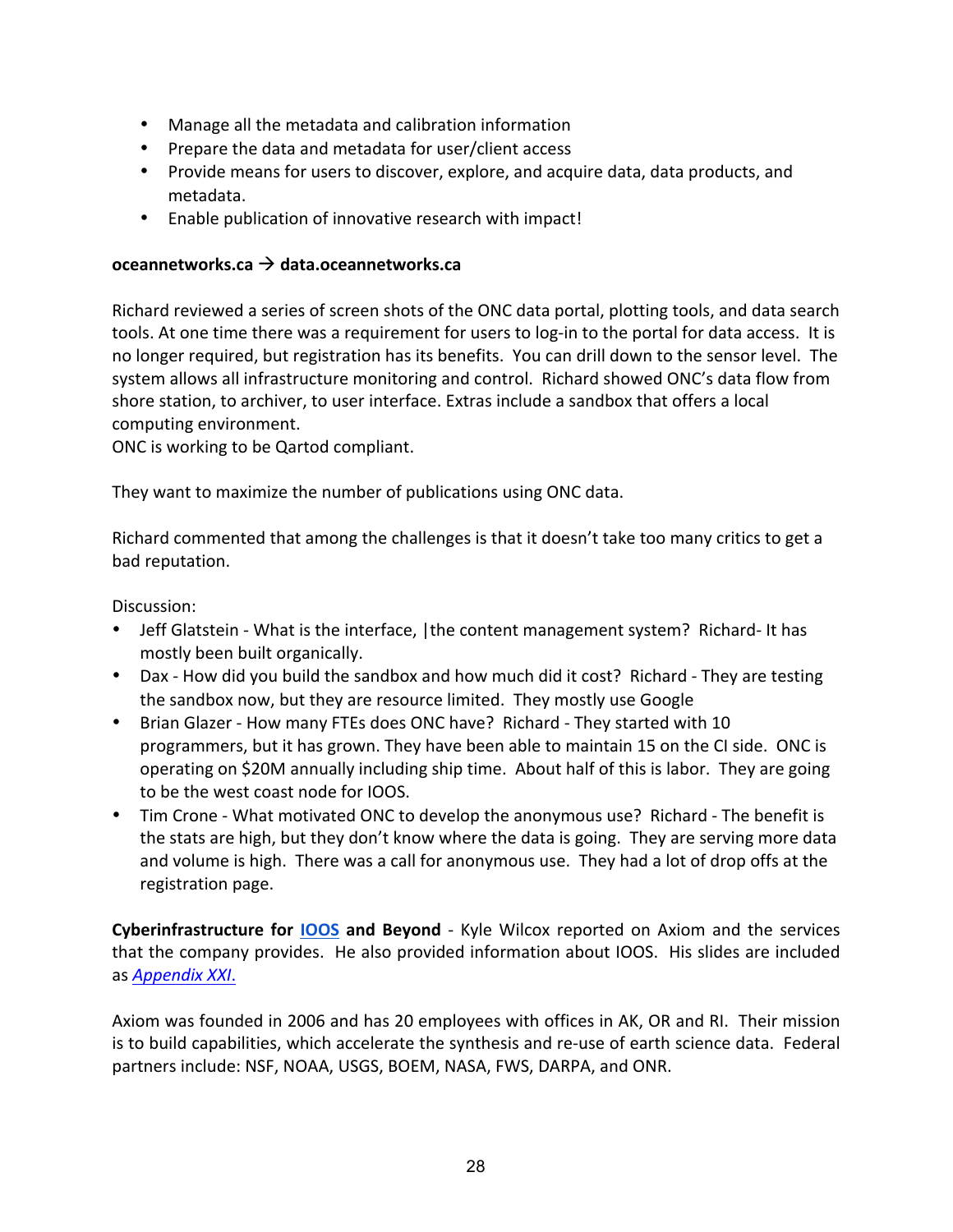- Manage all the metadata and calibration information
- Prepare the data and metadata for user/client access
- Provide means for users to discover, explore, and acquire data, data products, and metadata.
- Enable publication of innovative research with impact!

**oceannetworks.ca → data.oceannetworks.ca**

Richard reviewed a series of screen shots of the ONC data portal, plotting tools, and data search tools. At one time there was a requirement for users to log-in to the portal for data access. It is no longer required, but registration has its benefits. You can drill down to the sensor level. The system allows all infrastructure monitoring and control. Richard showed ONC's data flow from shore station, to archiver, to user interface. Extras include a sandbox that offers a local computing environment.
ONC is working to be Qartod compliant.

They want to maximize the number of publications using ONC data.

Richard commented that among the challenges is that it doesn't take too many critics to get a bad reputation.

Discussion:

- Jeff Glatstein - What is the interface, |the content management system? Richard- It has mostly been built organically.
- Dax - How did you build the sandbox and how much did it cost? Richard - They are testing the sandbox now, but they are resource limited. They mostly use Google
- Brian Glazer - How many FTEs does ONC have? Richard - They started with 10 programmers, but it has grown. They have been able to maintain 15 on the CI side. ONC is operating on $20M annually including ship time. About half of this is labor. They are going to be the west coast node for IOOS.
- Tim Crone - What motivated ONC to develop the anonymous use? Richard - The benefit is the stats are high, but they don't know where the data is going. They are serving more data and volume is high. There was a call for anonymous use. They had a lot of drop offs at the registration page.

**Cyberinfrastructure for IOOS and Beyond** - Kyle Wilcox reported on Axiom and the services that the company provides. He also provided information about IOOS. His slides are included as *Appendix XXI*.

Axiom was founded in 2006 and has 20 employees with offices in AK, OR and RI. Their mission is to build capabilities, which accelerate the synthesis and re-use of earth science data. Federal partners include: NSF, NOAA, USGS, BOEM, NASA, FWS, DARPA, and ONR.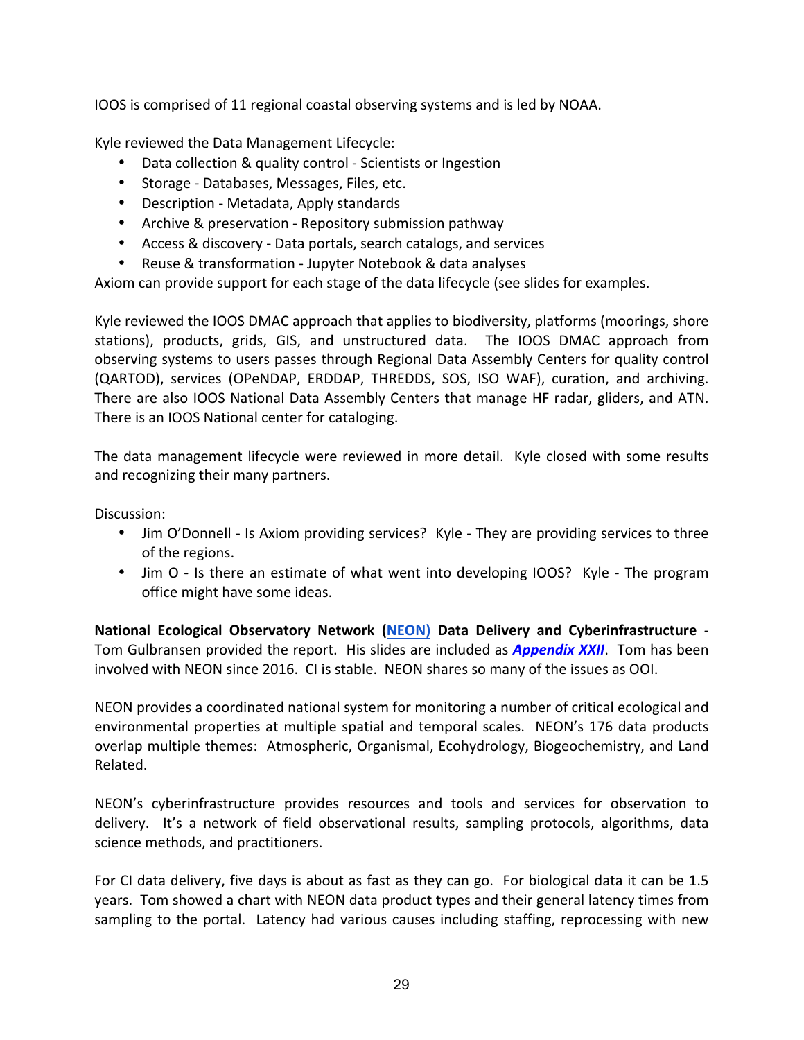IOOS is comprised of 11 regional coastal observing systems and is led by NOAA.

Kyle reviewed the Data Management Lifecycle:

- Data collection & quality control - Scientists or Ingestion
- Storage - Databases, Messages, Files, etc.
- Description - Metadata, Apply standards
- Archive & preservation - Repository submission pathway
- Access & discovery - Data portals, search catalogs, and services
- Reuse & transformation - Jupyter Notebook & data analyses

Axiom can provide support for each stage of the data lifecycle (see slides for examples.

Kyle reviewed the IOOS DMAC approach that applies to biodiversity, platforms (moorings, shore stations), products, grids, GIS, and unstructured data. The IOOS DMAC approach from observing systems to users passes through Regional Data Assembly Centers for quality control (QARTOD), services (OPeNDAP, ERDDAP, THREDDS, SOS, ISO WAF), curation, and archiving. There are also IOOS National Data Assembly Centers that manage HF radar, gliders, and ATN. There is an IOOS National center for cataloging.

The data management lifecycle were reviewed in more detail. Kyle closed with some results and recognizing their many partners.

Discussion:

- Jim O'Donnell - Is Axiom providing services? Kyle - They are providing services to three of the regions.
- Jim O - Is there an estimate of what went into developing IOOS? Kyle - The program office might have some ideas.

**National Ecological Observatory Network (NEON) Data Delivery and Cyberinfrastructure** - Tom Gulbransen provided the report. His slides are included as ***Appendix XXII***. Tom has been involved with NEON since 2016. CI is stable. NEON shares so many of the issues as OOI.

NEON provides a coordinated national system for monitoring a number of critical ecological and environmental properties at multiple spatial and temporal scales. NEON's 176 data products overlap multiple themes: Atmospheric, Organismal, Ecohydrology, Biogeochemistry, and Land Related.

NEON's cyberinfrastructure provides resources and tools and services for observation to delivery. It's a network of field observational results, sampling protocols, algorithms, data science methods, and practitioners.

For CI data delivery, five days is about as fast as they can go. For biological data it can be 1.5 years. Tom showed a chart with NEON data product types and their general latency times from sampling to the portal. Latency had various causes including staffing, reprocessing with new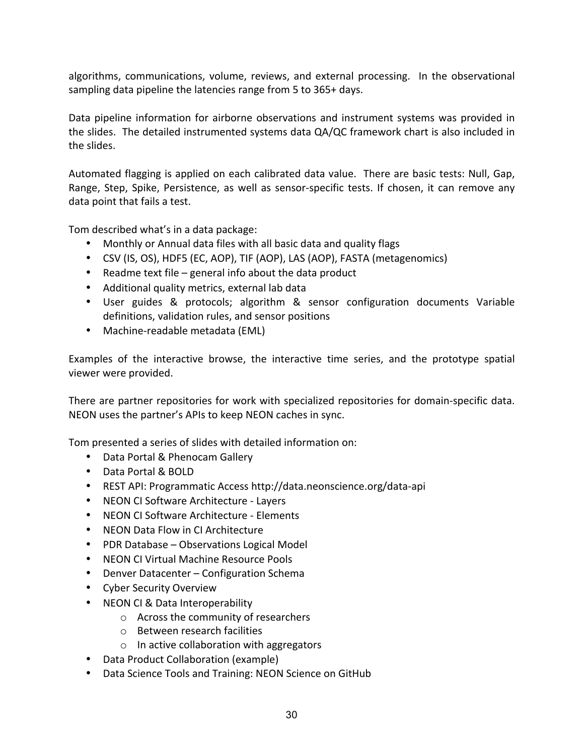algorithms, communications, volume, reviews, and external processing. In the observational sampling data pipeline the latencies range from 5 to 365+ days.

Data pipeline information for airborne observations and instrument systems was provided in the slides. The detailed instrumented systems data QA/QC framework chart is also included in the slides.

Automated flagging is applied on each calibrated data value. There are basic tests: Null, Gap, Range, Step, Spike, Persistence, as well as sensor-specific tests. If chosen, it can remove any data point that fails a test.

Tom described what's in a data package:

- Monthly or Annual data files with all basic data and quality flags
- CSV (IS, OS), HDF5 (EC, AOP), TIF (AOP), LAS (AOP), FASTA (metagenomics)
- Readme text file – general info about the data product
- Additional quality metrics, external lab data
- User guides & protocols; algorithm & sensor configuration documents Variable definitions, validation rules, and sensor positions
- Machine-readable metadata (EML)

Examples of the interactive browse, the interactive time series, and the prototype spatial viewer were provided.

There are partner repositories for work with specialized repositories for domain-specific data. NEON uses the partner's APIs to keep NEON caches in sync.

Tom presented a series of slides with detailed information on:

- Data Portal & Phenocam Gallery
- Data Portal & BOLD
- REST API: Programmatic Access http://data.neonscience.org/data-api
- NEON CI Software Architecture - Layers
- NEON CI Software Architecture - Elements
- NEON Data Flow in CI Architecture
- PDR Database – Observations Logical Model
- NEON CI Virtual Machine Resource Pools
- Denver Datacenter – Configuration Schema
- Cyber Security Overview
- NEON CI & Data Interoperability
    - Across the community of researchers
    - Between research facilities
    - In active collaboration with aggregators
- Data Product Collaboration (example)
- Data Science Tools and Training: NEON Science on GitHub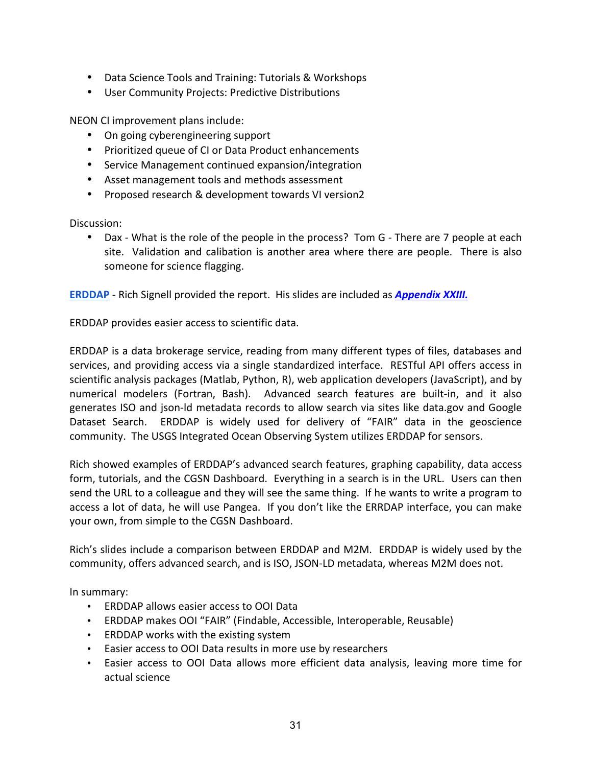- Data Science Tools and Training: Tutorials & Workshops
- User Community Projects: Predictive Distributions

NEON CI improvement plans include:

- On going cyberengineering support
- Prioritized queue of CI or Data Product enhancements
- Service Management continued expansion/integration
- Asset management tools and methods assessment
- Proposed research & development towards VI version2

Discussion:

- Dax - What is the role of the people in the process? Tom G - There are 7 people at each site. Validation and calibration is another area where there are people. There is also someone for science flagging.

ERDDAP - Rich Signell provided the report. His slides are included as ***Appendix XXIII.***

ERDDAP provides easier access to scientific data.

ERDDAP is a data brokerage service, reading from many different types of files, databases and services, and providing access via a single standardized interface. RESTful API offers access in scientific analysis packages (Matlab, Python, R), web application developers (JavaScript), and by numerical modelers (Fortran, Bash). Advanced search features are built-in, and it also generates ISO and json-ld metadata records to allow search via sites like data.gov and Google Dataset Search. ERDDAP is widely used for delivery of "FAIR" data in the geoscience community. The USGS Integrated Ocean Observing System utilizes ERDDAP for sensors.

Rich showed examples of ERDDAP's advanced search features, graphing capability, data access form, tutorials, and the CGSN Dashboard. Everything in a search is in the URL. Users can then send the URL to a colleague and they will see the same thing. If he wants to write a program to access a lot of data, he will use Pangea. If you don't like the ERRDAP interface, you can make your own, from simple to the CGSN Dashboard.

Rich's slides include a comparison between ERDDAP and M2M. ERDDAP is widely used by the community, offers advanced search, and is ISO, JSON-LD metadata, whereas M2M does not.

In summary:

- ERDDAP allows easier access to OOI Data
- ERDDAP makes OOI "FAIR" (Findable, Accessible, Interoperable, Reusable)
- ERDDAP works with the existing system
- Easier access to OOI Data results in more use by researchers
- Easier access to OOI Data allows more efficient data analysis, leaving more time for actual science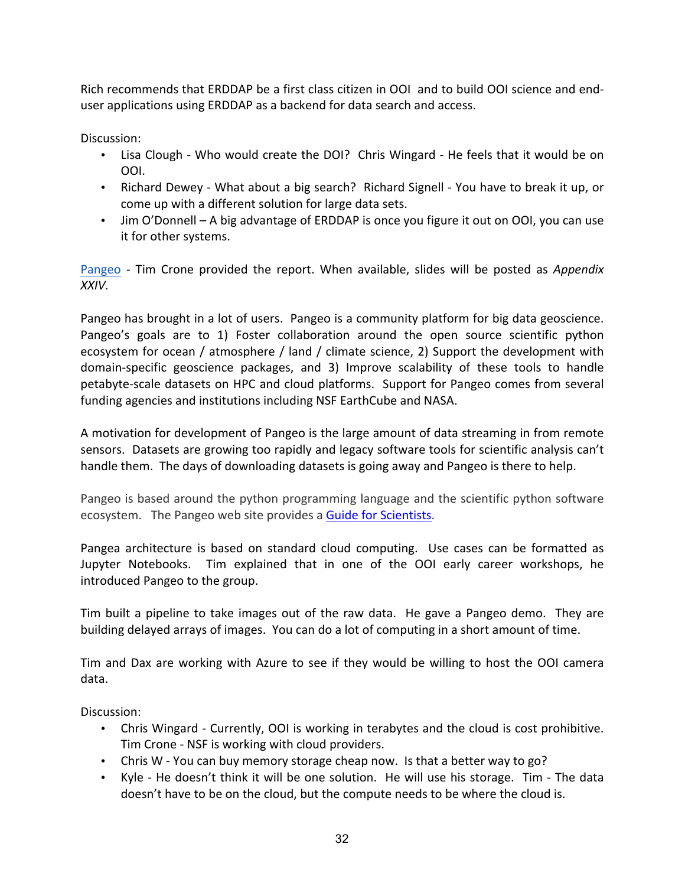Rich recommends that ERDDAP be a first class citizen in OOI and to build OOI science and end-user applications using ERDDAP as a backend for data search and access.

Discussion:

- Lisa Clough - Who would create the DOI? Chris Wingard - He feels that it would be on OOI.
- Richard Dewey - What about a big search? Richard Signell - You have to break it up, or come up with a different solution for large data sets.
- Jim O'Donnell – A big advantage of ERDDAP is once you figure it out on OOI, you can use it for other systems.

Pangeo - Tim Crone provided the report. When available, slides will be posted as *Appendix XXIV.*

Pangeo has brought in a lot of users. Pangeo is a community platform for big data geoscience. Pangeo's goals are to 1) Foster collaboration around the open source scientific python ecosystem for ocean / atmosphere / land / climate science, 2) Support the development with domain-specific geoscience packages, and 3) Improve scalability of these tools to handle petabyte-scale datasets on HPC and cloud platforms. Support for Pangeo comes from several funding agencies and institutions including NSF EarthCube and NASA.

A motivation for development of Pangeo is the large amount of data streaming in from remote sensors. Datasets are growing too rapidly and legacy software tools for scientific analysis can't handle them. The days of downloading datasets is going away and Pangeo is there to help.

Pangeo is based around the python programming language and the scientific python software ecosystem. The Pangeo web site provides a Guide for Scientists.

Pangea architecture is based on standard cloud computing. Use cases can be formatted as Jupyter Notebooks. Tim explained that in one of the OOI early career workshops, he introduced Pangeo to the group.

Tim built a pipeline to take images out of the raw data. He gave a Pangeo demo. They are building delayed arrays of images. You can do a lot of computing in a short amount of time.

Tim and Dax are working with Azure to see if they would be willing to host the OOI camera data.

Discussion:

- Chris Wingard - Currently, OOI is working in terabytes and the cloud is cost prohibitive. Tim Crone - NSF is working with cloud providers.
- Chris W - You can buy memory storage cheap now. Is that a better way to go?
- Kyle - He doesn't think it will be one solution. He will use his storage. Tim - The data doesn't have to be on the cloud, but the compute needs to be where the cloud is.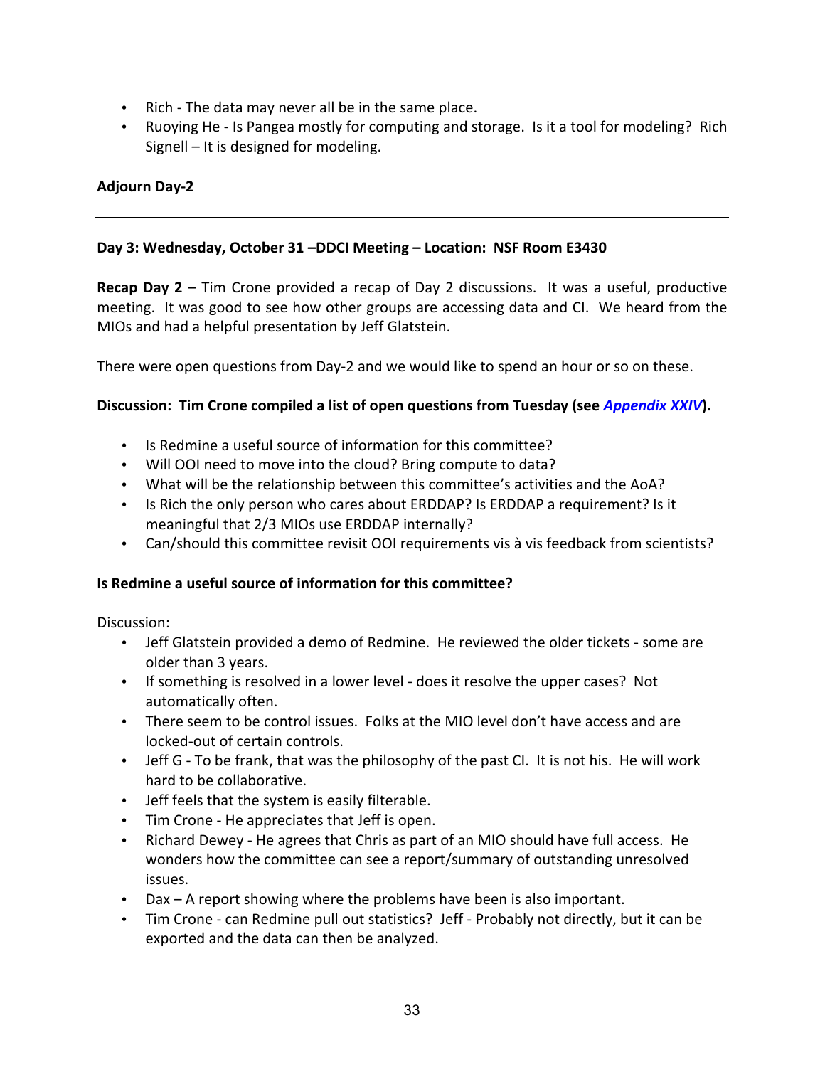- Rich - The data may never all be in the same place.
- Ruoying He - Is Pangea mostly for computing and storage. Is it a tool for modeling? Rich Signell – It is designed for modeling.

**Adjourn Day-2**

---

**Day 3: Wednesday, October 31 –DDCI Meeting – Location: NSF Room E3430**

**Recap Day 2** – Tim Crone provided a recap of Day 2 discussions. It was a useful, productive meeting. It was good to see how other groups are accessing data and CI. We heard from the MIOs and had a helpful presentation by Jeff Glatstein.

There were open questions from Day-2 and we would like to spend an hour or so on these.

**Discussion: Tim Crone compiled a list of open questions from Tuesday (see *Appendix XXIV*).**

- Is Redmine a useful source of information for this committee?
- Will OOI need to move into the cloud? Bring compute to data?
- What will be the relationship between this committee's activities and the AoA?
- Is Rich the only person who cares about ERDDAP? Is ERDDAP a requirement? Is it meaningful that 2/3 MIOs use ERDDAP internally?
- Can/should this committee revisit OOI requirements vis à vis feedback from scientists?

**Is Redmine a useful source of information for this committee?**

Discussion:

- Jeff Glatstein provided a demo of Redmine. He reviewed the older tickets - some are older than 3 years.
- If something is resolved in a lower level - does it resolve the upper cases? Not automatically often.
- There seem to be control issues. Folks at the MIO level don't have access and are locked-out of certain controls.
- Jeff G - To be frank, that was the philosophy of the past CI. It is not his. He will work hard to be collaborative.
- Jeff feels that the system is easily filterable.
- Tim Crone - He appreciates that Jeff is open.
- Richard Dewey - He agrees that Chris as part of an MIO should have full access. He wonders how the committee can see a report/summary of outstanding unresolved issues.
- Dax – A report showing where the problems have been is also important.
- Tim Crone - can Redmine pull out statistics? Jeff - Probably not directly, but it can be exported and the data can then be analyzed.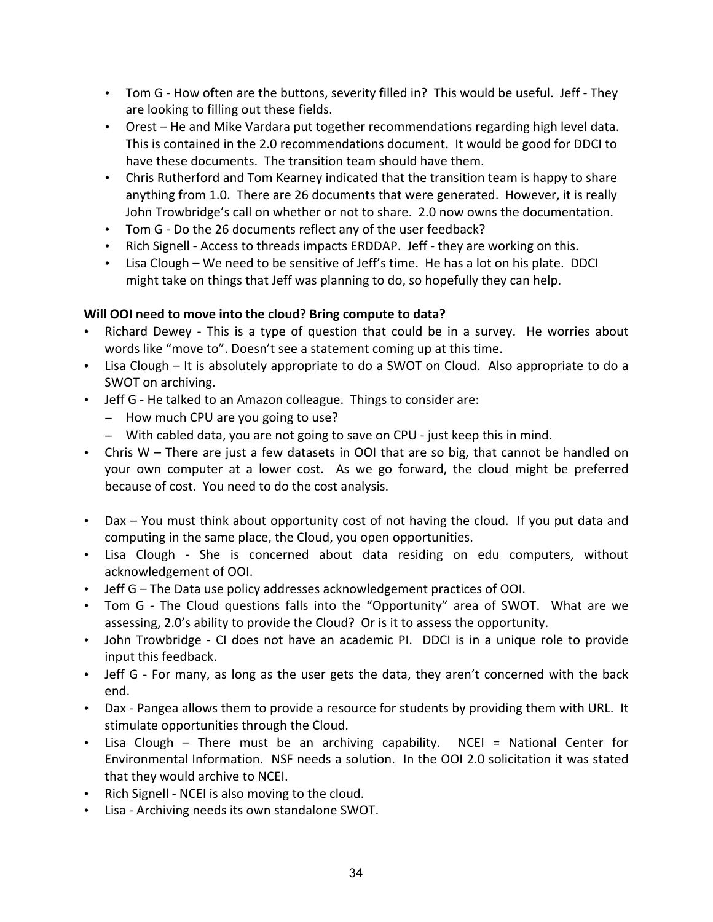- Tom G - How often are the buttons, severity filled in? This would be useful. Jeff - They are looking to filling out these fields.
- Orest – He and Mike Vardara put together recommendations regarding high level data. This is contained in the 2.0 recommendations document. It would be good for DDCI to have these documents. The transition team should have them.
- Chris Rutherford and Tom Kearney indicated that the transition team is happy to share anything from 1.0. There are 26 documents that were generated. However, it is really John Trowbridge's call on whether or not to share. 2.0 now owns the documentation.
- Tom G - Do the 26 documents reflect any of the user feedback?
- Rich Signell - Access to threads impacts ERDDAP. Jeff - they are working on this.
- Lisa Clough – We need to be sensitive of Jeff's time. He has a lot on his plate. DDCI might take on things that Jeff was planning to do, so hopefully they can help.

**Will OOI need to move into the cloud? Bring compute to data?**

- Richard Dewey - This is a type of question that could be in a survey. He worries about words like "move to". Doesn't see a statement coming up at this time.
- Lisa Clough – It is absolutely appropriate to do a SWOT on Cloud. Also appropriate to do a SWOT on archiving.
- Jeff G - He talked to an Amazon colleague. Things to consider are:
  - How much CPU are you going to use?
  - With cabled data, you are not going to save on CPU - just keep this in mind.
- Chris W – There are just a few datasets in OOI that are so big, that cannot be handled on your own computer at a lower cost. As we go forward, the cloud might be preferred because of cost. You need to do the cost analysis.
- Dax – You must think about opportunity cost of not having the cloud. If you put data and computing in the same place, the Cloud, you open opportunities.
- Lisa Clough - She is concerned about data residing on edu computers, without acknowledgement of OOI.
- Jeff G – The Data use policy addresses acknowledgement practices of OOI.
- Tom G - The Cloud questions falls into the "Opportunity" area of SWOT. What are we assessing, 2.0's ability to provide the Cloud? Or is it to assess the opportunity.
- John Trowbridge - CI does not have an academic PI. DDCI is in a unique role to provide input this feedback.
- Jeff G - For many, as long as the user gets the data, they aren't concerned with the back end.
- Dax - Pangea allows them to provide a resource for students by providing them with URL. It stimulate opportunities through the Cloud.
- Lisa Clough – There must be an archiving capability. NCEI = National Center for Environmental Information. NSF needs a solution. In the OOI 2.0 solicitation it was stated that they would archive to NCEI.
- Rich Signell - NCEI is also moving to the cloud.
- Lisa - Archiving needs its own standalone SWOT.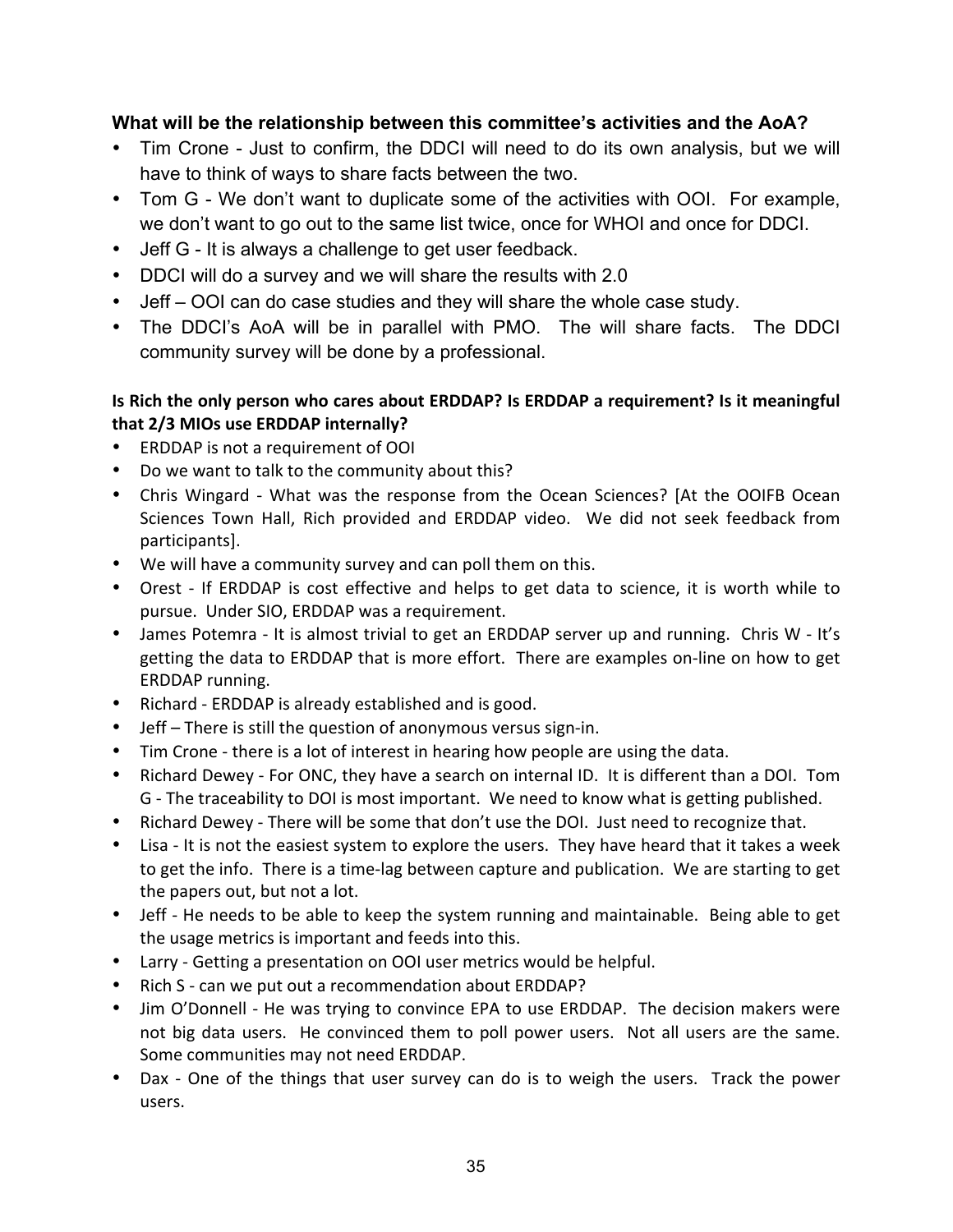**What will be the relationship between this committee's activities and the AoA?**

- Tim Crone - Just to confirm, the DDCI will need to do its own analysis, but we will have to think of ways to share facts between the two.
- Tom G - We don't want to duplicate some of the activities with OOI. For example, we don't want to go out to the same list twice, once for WHOI and once for DDCI.
- Jeff G - It is always a challenge to get user feedback.
- DDCI will do a survey and we will share the results with 2.0
- Jeff – OOI can do case studies and they will share the whole case study.
- The DDCI's AoA will be in parallel with PMO. The will share facts. The DDCI community survey will be done by a professional.

**Is Rich the only person who cares about ERDDAP? Is ERDDAP a requirement? Is it meaningful that 2/3 MIOs use ERDDAP internally?**

- ERDDAP is not a requirement of OOI
- Do we want to talk to the community about this?
- Chris Wingard - What was the response from the Ocean Sciences? [At the OOIFB Ocean Sciences Town Hall, Rich provided and ERDDAP video. We did not seek feedback from participants].
- We will have a community survey and can poll them on this.
- Orest - If ERDDAP is cost effective and helps to get data to science, it is worth while to pursue. Under SIO, ERDDAP was a requirement.
- James Potemra - It is almost trivial to get an ERDDAP server up and running. Chris W - It's getting the data to ERDDAP that is more effort. There are examples on-line on how to get ERDDAP running.
- Richard - ERDDAP is already established and is good.
- Jeff – There is still the question of anonymous versus sign-in.
- Tim Crone - there is a lot of interest in hearing how people are using the data.
- Richard Dewey - For ONC, they have a search on internal ID. It is different than a DOI. Tom G - The traceability to DOI is most important. We need to know what is getting published.
- Richard Dewey - There will be some that don't use the DOI. Just need to recognize that.
- Lisa - It is not the easiest system to explore the users. They have heard that it takes a week to get the info. There is a time-lag between capture and publication. We are starting to get the papers out, but not a lot.
- Jeff - He needs to be able to keep the system running and maintainable. Being able to get the usage metrics is important and feeds into this.
- Larry - Getting a presentation on OOI user metrics would be helpful.
- Rich S - can we put out a recommendation about ERDDAP?
- Jim O'Donnell - He was trying to convince EPA to use ERDDAP. The decision makers were not big data users. He convinced them to poll power users. Not all users are the same. Some communities may not need ERDDAP.
- Dax - One of the things that user survey can do is to weigh the users. Track the power users.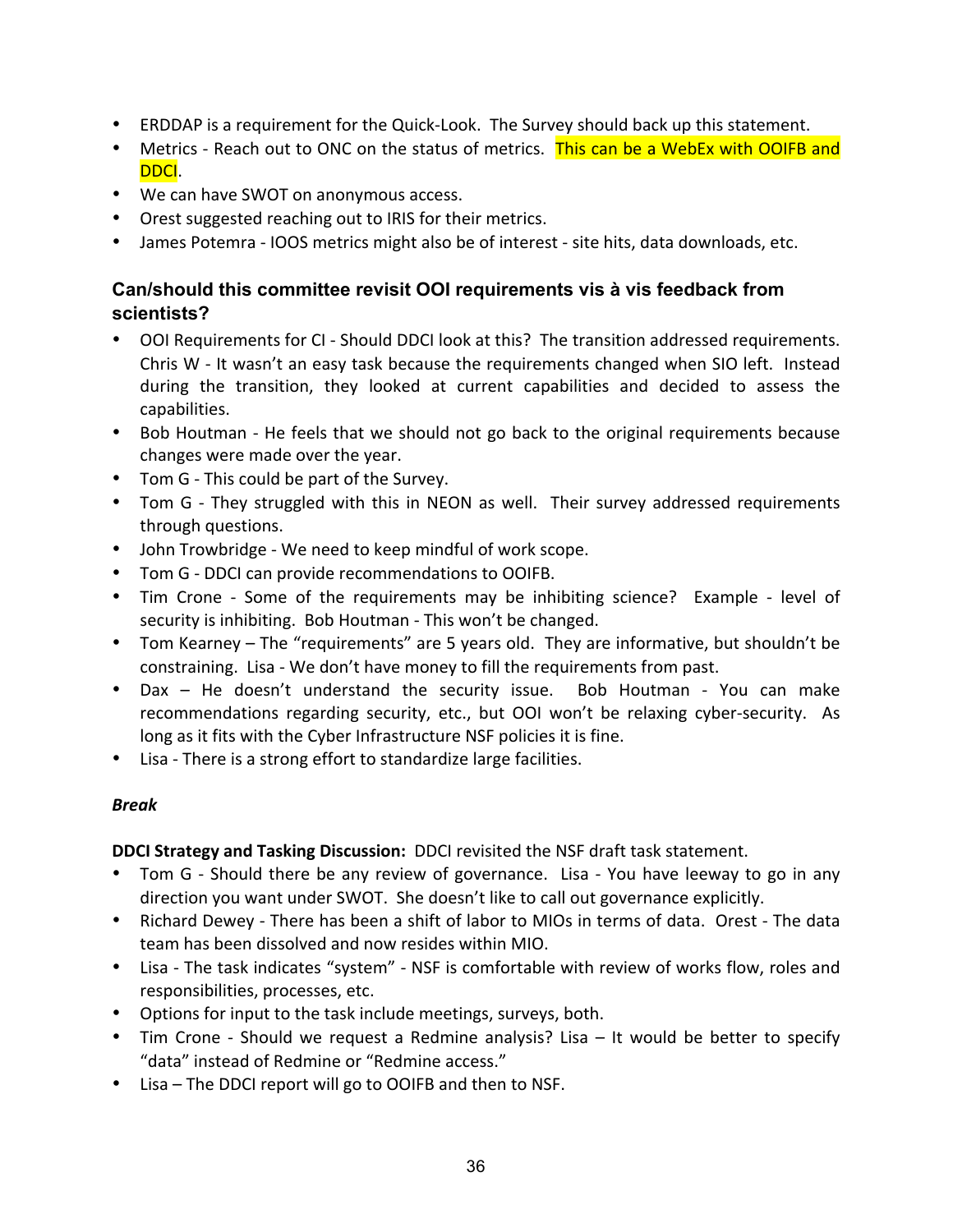- ERDDAP is a requirement for the Quick-Look. The Survey should back up this statement.
- Metrics - Reach out to ONC on the status of metrics. This can be a WebEx with OOIFB and DDCI.
- We can have SWOT on anonymous access.
- Orest suggested reaching out to IRIS for their metrics.
- James Potemra - IOOS metrics might also be of interest - site hits, data downloads, etc.

### Can/should this committee revisit OOI requirements vis à vis feedback from scientists?

- OOI Requirements for CI - Should DDCI look at this? The transition addressed requirements. Chris W - It wasn't an easy task because the requirements changed when SIO left. Instead during the transition, they looked at current capabilities and decided to assess the capabilities.
- Bob Houtman - He feels that we should not go back to the original requirements because changes were made over the year.
- Tom G - This could be part of the Survey.
- Tom G - They struggled with this in NEON as well. Their survey addressed requirements through questions.
- John Trowbridge - We need to keep mindful of work scope.
- Tom G - DDCI can provide recommendations to OOIFB.
- Tim Crone - Some of the requirements may be inhibiting science? Example - level of security is inhibiting. Bob Houtman - This won't be changed.
- Tom Kearney – The "requirements" are 5 years old. They are informative, but shouldn't be constraining. Lisa - We don't have money to fill the requirements from past.
- Dax – He doesn't understand the security issue. Bob Houtman - You can make recommendations regarding security, etc., but OOI won't be relaxing cyber-security. As long as it fits with the Cyber Infrastructure NSF policies it is fine.
- Lisa - There is a strong effort to standardize large facilities.

***Break***

**DDCI Strategy and Tasking Discussion:** DDCI revisited the NSF draft task statement.

- Tom G - Should there be any review of governance. Lisa - You have leeway to go in any direction you want under SWOT. She doesn't like to call out governance explicitly.
- Richard Dewey - There has been a shift of labor to MIOs in terms of data. Orest - The data team has been dissolved and now resides within MIO.
- Lisa - The task indicates "system" - NSF is comfortable with review of works flow, roles and responsibilities, processes, etc.
- Options for input to the task include meetings, surveys, both.
- Tim Crone - Should we request a Redmine analysis? Lisa – It would be better to specify "data" instead of Redmine or "Redmine access."
- Lisa – The DDCI report will go to OOIFB and then to NSF.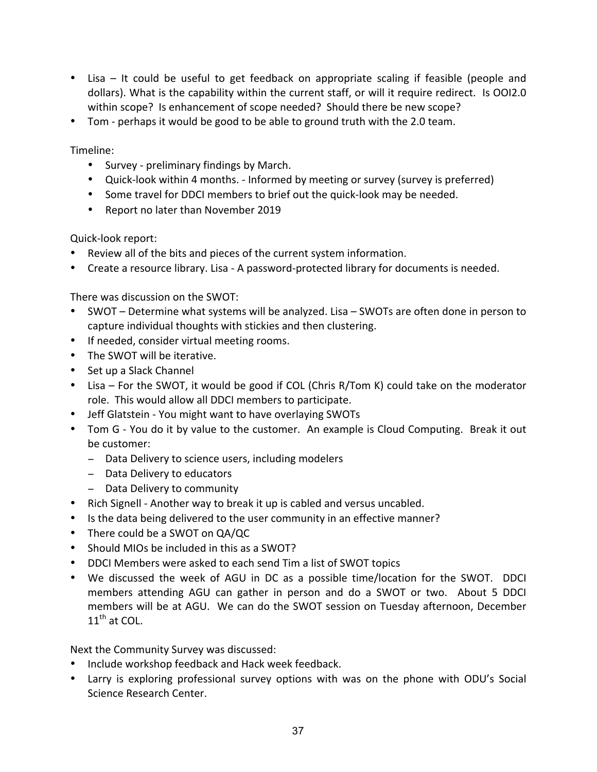- Lisa – It could be useful to get feedback on appropriate scaling if feasible (people and dollars). What is the capability within the current staff, or will it require redirect. Is OOI2.0 within scope? Is enhancement of scope needed? Should there be new scope?
- Tom - perhaps it would be good to be able to ground truth with the 2.0 team.

Timeline:

- Survey - preliminary findings by March.
- Quick-look within 4 months. - Informed by meeting or survey (survey is preferred)
- Some travel for DDCI members to brief out the quick-look may be needed.
- Report no later than November 2019

Quick-look report:

- Review all of the bits and pieces of the current system information.
- Create a resource library. Lisa - A password-protected library for documents is needed.

There was discussion on the SWOT:

- SWOT – Determine what systems will be analyzed. Lisa – SWOTs are often done in person to capture individual thoughts with stickies and then clustering.
- If needed, consider virtual meeting rooms.
- The SWOT will be iterative.
- Set up a Slack Channel
- Lisa – For the SWOT, it would be good if COL (Chris R/Tom K) could take on the moderator role. This would allow all DDCI members to participate.
- Jeff Glatstein - You might want to have overlaying SWOTs
- Tom G - You do it by value to the customer. An example is Cloud Computing. Break it out be customer:
  - Data Delivery to science users, including modelers
  - Data Delivery to educators
  - Data Delivery to community
- Rich Signell - Another way to break it up is cabled and versus uncabled.
- Is the data being delivered to the user community in an effective manner?
- There could be a SWOT on QA/QC
- Should MIOs be included in this as a SWOT?
- DDCI Members were asked to each send Tim a list of SWOT topics
- We discussed the week of AGU in DC as a possible time/location for the SWOT. DDCI members attending AGU can gather in person and do a SWOT or two. About 5 DDCI members will be at AGU. We can do the SWOT session on Tuesday afternoon, December 11th at COL.

Next the Community Survey was discussed:

- Include workshop feedback and Hack week feedback.
- Larry is exploring professional survey options with was on the phone with ODU's Social Science Research Center.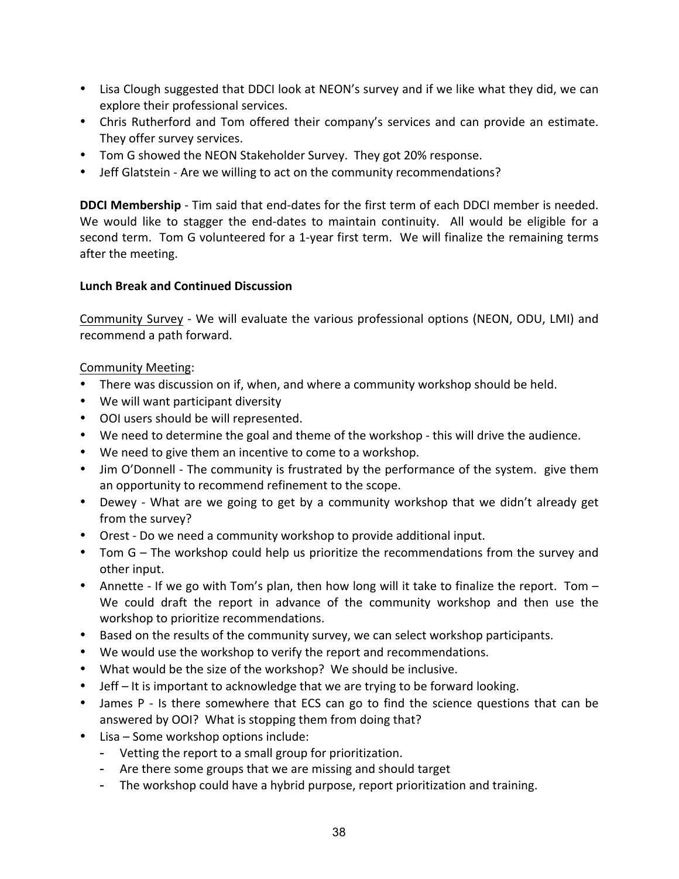- Lisa Clough suggested that DDCI look at NEON's survey and if we like what they did, we can explore their professional services.
- Chris Rutherford and Tom offered their company's services and can provide an estimate. They offer survey services.
- Tom G showed the NEON Stakeholder Survey. They got 20% response.
- Jeff Glatstein - Are we willing to act on the community recommendations?

**DDCI Membership** - Tim said that end-dates for the first term of each DDCI member is needed. We would like to stagger the end-dates to maintain continuity. All would be eligible for a second term. Tom G volunteered for a 1-year first term. We will finalize the remaining terms after the meeting.

**Lunch Break and Continued Discussion**

Community Survey - We will evaluate the various professional options (NEON, ODU, LMI) and recommend a path forward.

Community Meeting:

- There was discussion on if, when, and where a community workshop should be held.
- We will want participant diversity
- OOI users should be will represented.
- We need to determine the goal and theme of the workshop - this will drive the audience.
- We need to give them an incentive to come to a workshop.
- Jim O'Donnell - The community is frustrated by the performance of the system. give them an opportunity to recommend refinement to the scope.
- Dewey - What are we going to get by a community workshop that we didn't already get from the survey?
- Orest - Do we need a community workshop to provide additional input.
- Tom G – The workshop could help us prioritize the recommendations from the survey and other input.
- Annette - If we go with Tom's plan, then how long will it take to finalize the report. Tom – We could draft the report in advance of the community workshop and then use the workshop to prioritize recommendations.
- Based on the results of the community survey, we can select workshop participants.
- We would use the workshop to verify the report and recommendations.
- What would be the size of the workshop? We should be inclusive.
- Jeff – It is important to acknowledge that we are trying to be forward looking.
- James P - Is there somewhere that ECS can go to find the science questions that can be answered by OOI? What is stopping them from doing that?
- Lisa – Some workshop options include:
  - Vetting the report to a small group for prioritization.
  - Are there some groups that we are missing and should target
  - The workshop could have a hybrid purpose, report prioritization and training.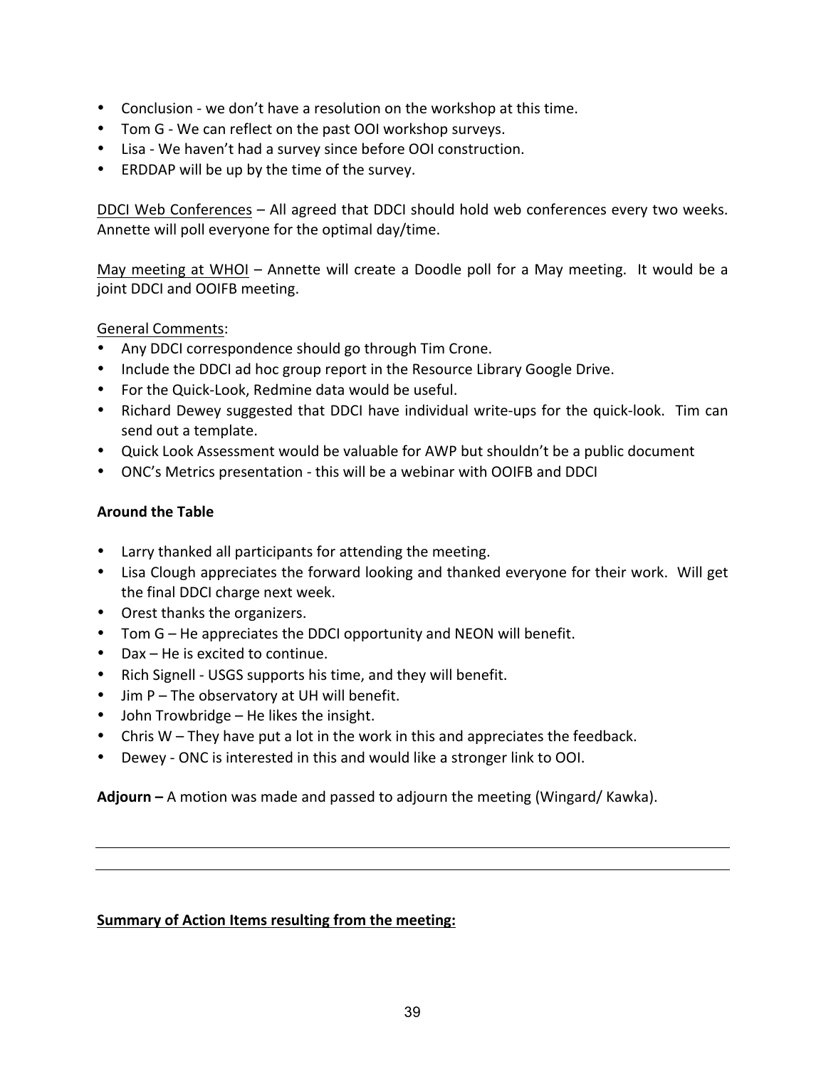- Conclusion - we don't have a resolution on the workshop at this time.
- Tom G - We can reflect on the past OOI workshop surveys.
- Lisa - We haven't had a survey since before OOI construction.
- ERDDAP will be up by the time of the survey.

<u>DDCI Web Conferences</u> – All agreed that DDCI should hold web conferences every two weeks. Annette will poll everyone for the optimal day/time.

<u>May meeting at WHOI</u> – Annette will create a Doodle poll for a May meeting. It would be a joint DDCI and OOIFB meeting.

<u>General Comments</u>:

- Any DDCI correspondence should go through Tim Crone.
- Include the DDCI ad hoc group report in the Resource Library Google Drive.
- For the Quick-Look, Redmine data would be useful.
- Richard Dewey suggested that DDCI have individual write-ups for the quick-look. Tim can send out a template.
- Quick Look Assessment would be valuable for AWP but shouldn't be a public document
- ONC's Metrics presentation - this will be a webinar with OOIFB and DDCI

**Around the Table**

- Larry thanked all participants for attending the meeting.
- Lisa Clough appreciates the forward looking and thanked everyone for their work. Will get the final DDCI charge next week.
- Orest thanks the organizers.
- Tom G – He appreciates the DDCI opportunity and NEON will benefit.
- Dax – He is excited to continue.
- Rich Signell - USGS supports his time, and they will benefit.
- Jim P – The observatory at UH will benefit.
- John Trowbridge – He likes the insight.
- Chris W – They have put a lot in the work in this and appreciates the feedback.
- Dewey - ONC is interested in this and would like a stronger link to OOI.

**Adjourn –** A motion was made and passed to adjourn the meeting (Wingard/ Kawka).

---

---

**<u>Summary of Action Items resulting from the meeting:</u>**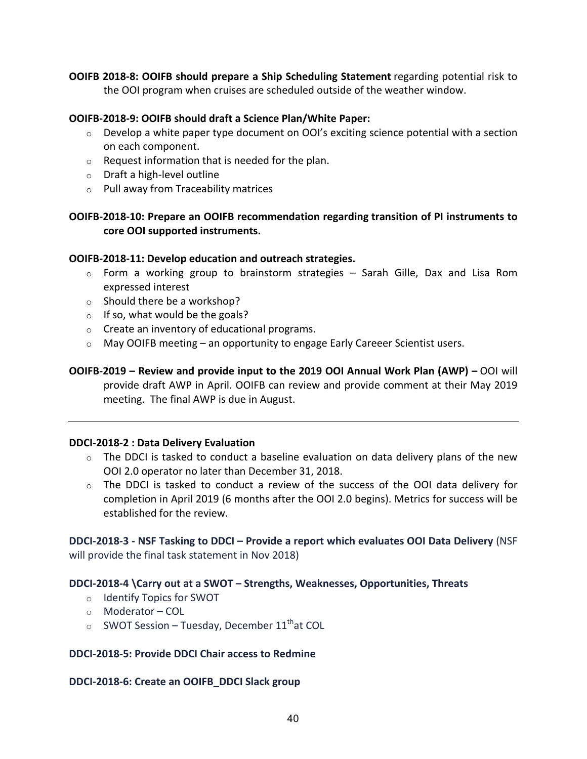**OOIFB 2018-8: OOIFB should prepare a Ship Scheduling Statement** regarding potential risk to the OOI program when cruises are scheduled outside of the weather window.

**OOIFB-2018-9: OOIFB should draft a Science Plan/White Paper:**

- Develop a white paper type document on OOI's exciting science potential with a section on each component.
- Request information that is needed for the plan.
- Draft a high-level outline
- Pull away from Traceability matrices

**OOIFB-2018-10: Prepare an OOIFB recommendation regarding transition of PI instruments to core OOI supported instruments.**

**OOIFB-2018-11: Develop education and outreach strategies.**

- Form a working group to brainstorm strategies – Sarah Gille, Dax and Lisa Rom expressed interest
- Should there be a workshop?
- If so, what would be the goals?
- Create an inventory of educational programs.
- May OOIFB meeting – an opportunity to engage Early Careeer Scientist users.

**OOIFB-2019 – Review and provide input to the 2019 OOI Annual Work Plan (AWP) –** OOI will provide draft AWP in April. OOIFB can review and provide comment at their May 2019 meeting. The final AWP is due in August.

---

**DDCI-2018-2 : Data Delivery Evaluation**

- The DDCI is tasked to conduct a baseline evaluation on data delivery plans of the new OOI 2.0 operator no later than December 31, 2018.
- The DDCI is tasked to conduct a review of the success of the OOI data delivery for completion in April 2019 (6 months after the OOI 2.0 begins). Metrics for success will be established for the review.

**DDCI-2018-3 - NSF Tasking to DDCI – Provide a report which evaluates OOI Data Delivery** (NSF will provide the final task statement in Nov 2018)

**DDCI-2018-4 \Carry out at a SWOT – Strengths, Weaknesses, Opportunities, Threats**

- Identify Topics for SWOT
- Moderator – COL
- SWOT Session – Tuesday, December 11th at COL

**DDCI-2018-5: Provide DDCI Chair access to Redmine**

**DDCI-2018-6: Create an OOIFB_DDCI Slack group**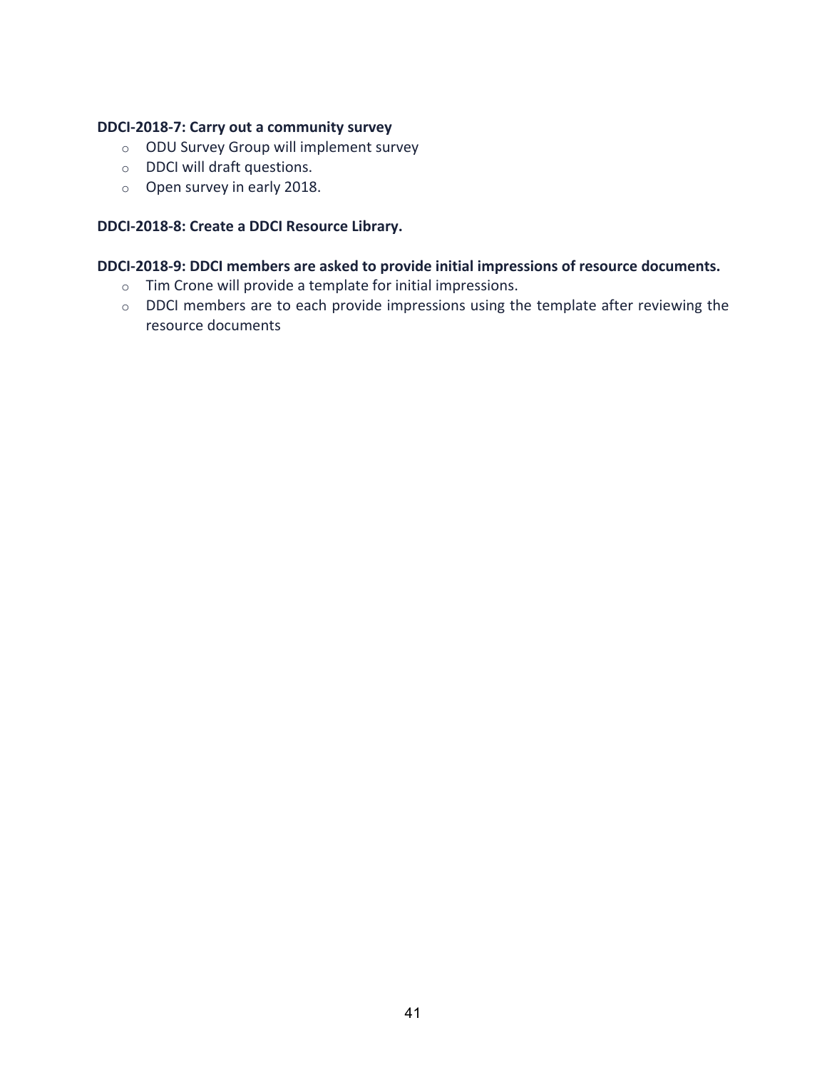**DDCI-2018-7: Carry out a community survey**

- ODU Survey Group will implement survey
- DDCI will draft questions.
- Open survey in early 2018.

**DDCI-2018-8: Create a DDCI Resource Library.**

**DDCI-2018-9: DDCI members are asked to provide initial impressions of resource documents.**

- Tim Crone will provide a template for initial impressions.
- DDCI members are to each provide impressions using the template after reviewing the resource documents